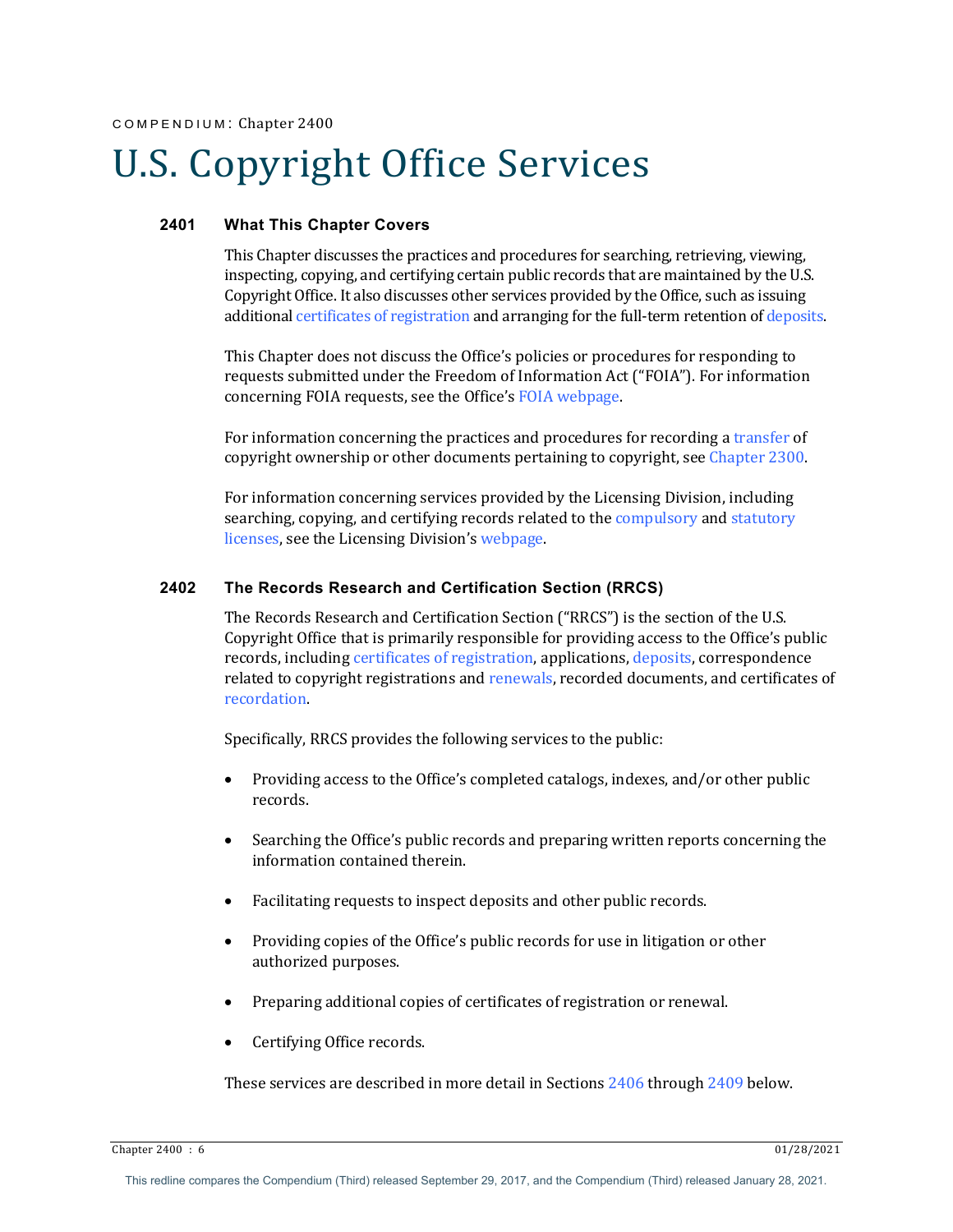COMPENDIUM: Chapter 2400

# U.S. Copyright Office Services

## 2401 What This Chapter Covers

This Chapter discusses the practices and procedures for searching, retrieving, viewing, inspecting, copying, and certifying certain public records that are maintained by the U.S. Copyright Office. It also discusses other services provided by the Office, such as issuing additional certificates of registration and arranging for the full-term retention of deposits.

This Chapter does not discuss the Office's policies or procedures for responding to requests submitted under the Freedom of Information Act ("FOIA"). For information concerning FOIA requests, see the Office's FOIA webpage.

For information concerning the practices and procedures for recording a transfer of copyright ownership or other documents pertaining to copyright, see Chapter 2300.

For information concerning services provided by the Licensing Division, including searching, copying, and certifying records related to the compulsory and statutory licenses, see the Licensing Division's webpage.

## 2402 The Records Research and Certification Section (RRCS)

The Records Research and Certification Section ("RRCS") is the section of the U.S. Copyright Office that is primarily responsible for providing access to the Office's public records, including certificates of registration, applications, deposits, correspondence related to copyright registrations and renewals, recorded documents, and certificates of recordation.

Specifically, RRCS provides the following services to the public:

- Providing access to the Office's completed catalogs, indexes, and/or other public records.
- Searching the Office's public records and preparing written reports concerning the information contained therein.
- Facilitating requests to inspect deposits and other public records.
- Providing copies of the Office's public records for use in litigation or other authorized purposes.
- Preparing additional copies of certificates of registration or renewal.
- Certifying Office records.

These services are described in more detail in Sections 2406 through 2409 below.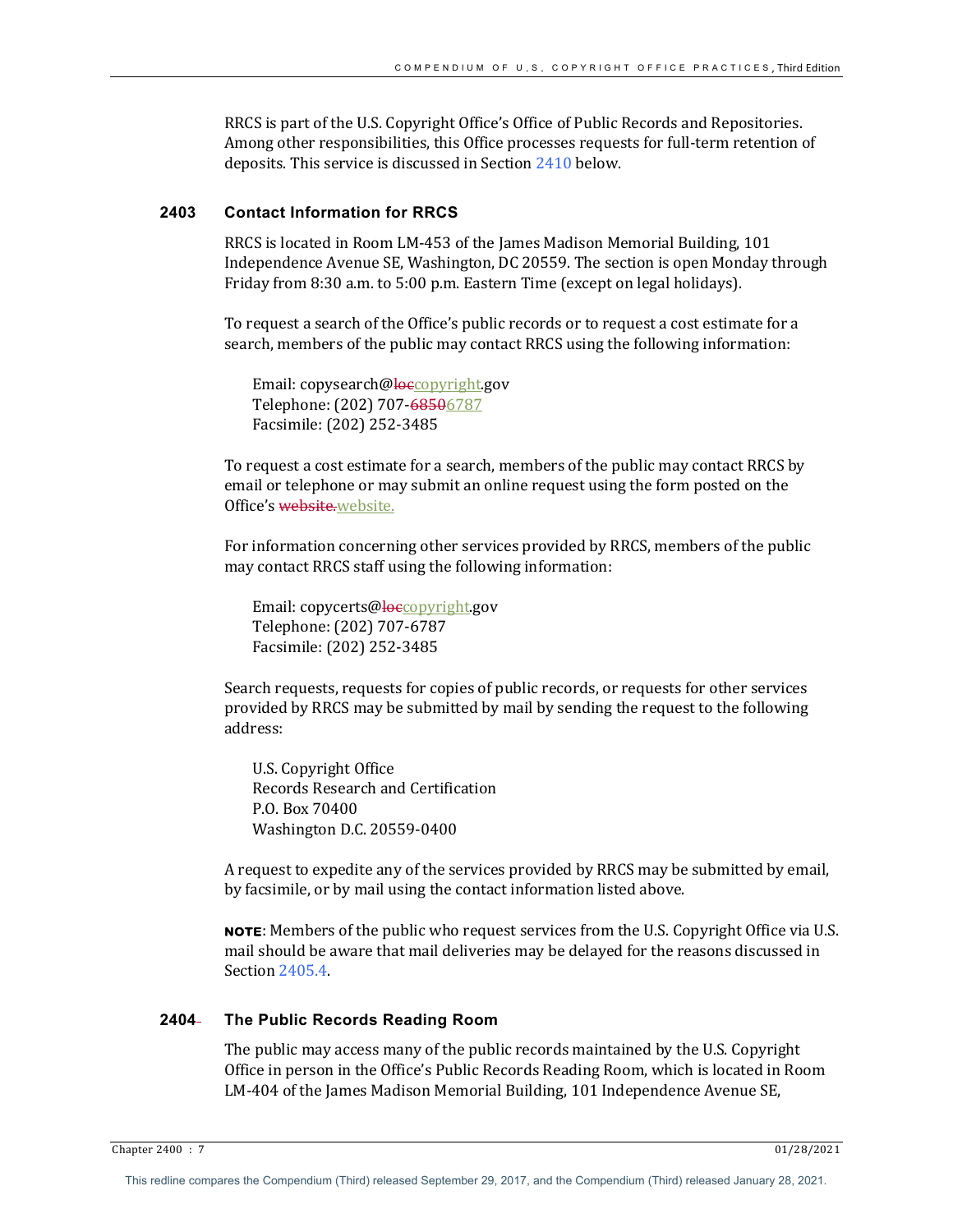RRCS is part of the U.S. Copyright Office's Office of Public Records and Repositories. Among other responsibilities, this Office processes requests for full-term retention of deposits. This service is discussed in Section 2410 below.

### 2403 Contact Information for RRCS

RRCS is located in Room LM-453 of the James Madison Memorial Building, 101 Independence Avenue SE, Washington, DC 20559. The section is open Monday through Friday from 8:30 a.m. to 5:00 p.m. Eastern Time (except on legal holidays).

To request a search of the Office's public records or to request a cost estimate for a search, members of the public may contact RRCS using the following information:

Email: copysearch@~~loc~~copyright.gov
Telephone: (202) 707-~~6850~~6787
Facsimile: (202) 252-3485

To request a cost estimate for a search, members of the public may contact RRCS by email or telephone or may submit an online request using the form posted on the Office's ~~website.~~website.

For information concerning other services provided by RRCS, members of the public may contact RRCS staff using the following information:

Email: copycerts@~~loc~~copyright.gov
Telephone: (202) 707-6787
Facsimile: (202) 252-3485

Search requests, requests for copies of public records, or requests for other services provided by RRCS may be submitted by mail by sending the request to the following address:

U.S. Copyright Office
Records Research and Certification
P.O. Box 70400
Washington D.C. 20559-0400

A request to expedite any of the services provided by RRCS may be submitted by email, by facsimile, or by mail using the contact information listed above.

**NOTE**: Members of the public who request services from the U.S. Copyright Office via U.S. mail should be aware that mail deliveries may be delayed for the reasons discussed in Section 2405.4.

### 2404 The Public Records Reading Room

The public may access many of the public records maintained by the U.S. Copyright Office in person in the Office's Public Records Reading Room, which is located in Room LM-404 of the James Madison Memorial Building, 101 Independence Avenue SE,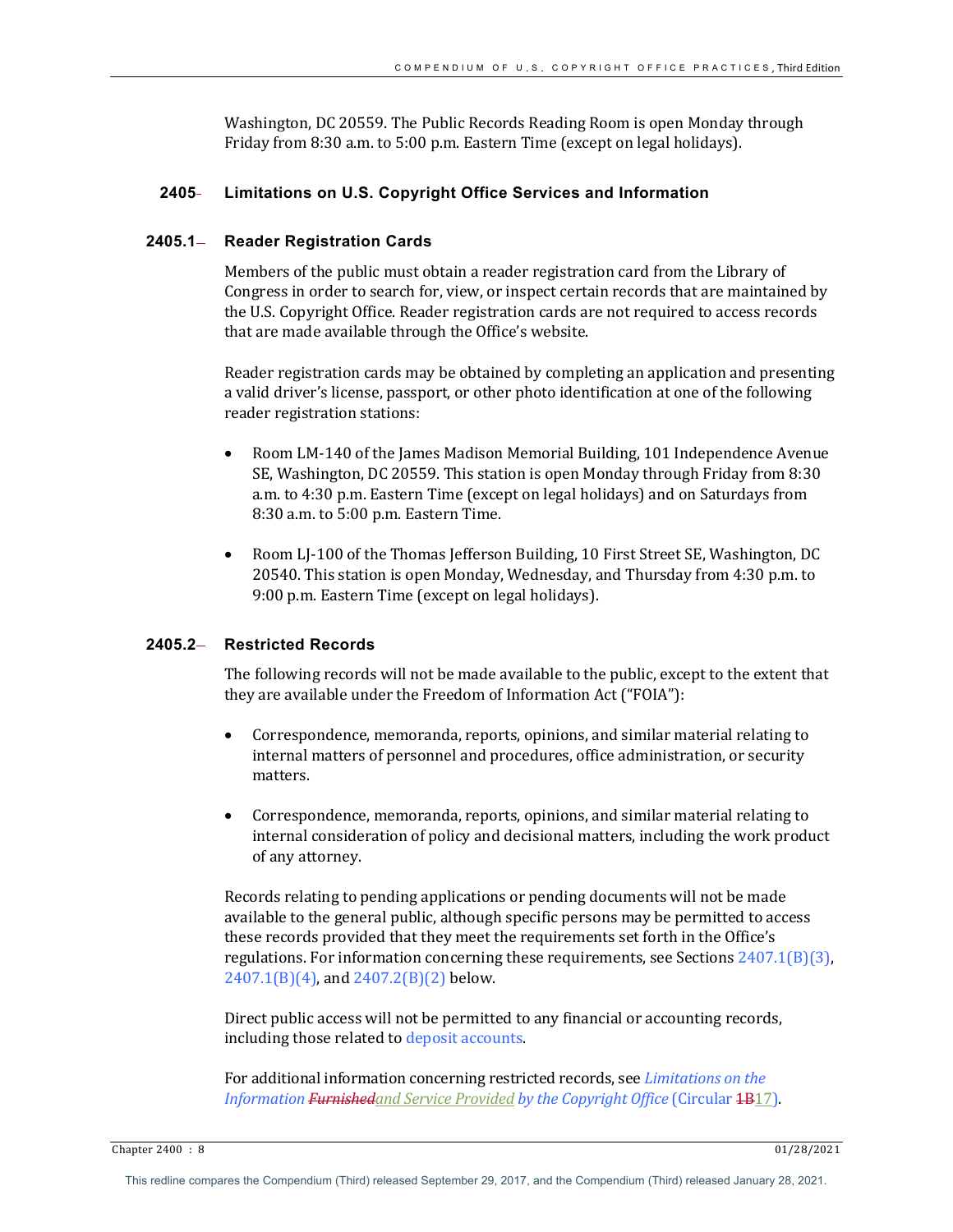Washington, DC 20559. The Public Records Reading Room is open Monday through Friday from 8:30 a.m. to 5:00 p.m. Eastern Time (except on legal holidays).

## 2405 Limitations on U.S. Copyright Office Services and Information

### 2405.1 Reader Registration Cards

Members of the public must obtain a reader registration card from the Library of Congress in order to search for, view, or inspect certain records that are maintained by the U.S. Copyright Office. Reader registration cards are not required to access records that are made available through the Office's website.

Reader registration cards may be obtained by completing an application and presenting a valid driver's license, passport, or other photo identification at one of the following reader registration stations:

- Room LM-140 of the James Madison Memorial Building, 101 Independence Avenue SE, Washington, DC 20559. This station is open Monday through Friday from 8:30 a.m. to 4:30 p.m. Eastern Time (except on legal holidays) and on Saturdays from 8:30 a.m. to 5:00 p.m. Eastern Time.

- Room LJ-100 of the Thomas Jefferson Building, 10 First Street SE, Washington, DC 20540. This station is open Monday, Wednesday, and Thursday from 4:30 p.m. to 9:00 p.m. Eastern Time (except on legal holidays).

### 2405.2 Restricted Records

The following records will not be made available to the public, except to the extent that they are available under the Freedom of Information Act ("FOIA"):

- Correspondence, memoranda, reports, opinions, and similar material relating to internal matters of personnel and procedures, office administration, or security matters.

- Correspondence, memoranda, reports, opinions, and similar material relating to internal consideration of policy and decisional matters, including the work product of any attorney.

Records relating to pending applications or pending documents will not be made available to the general public, although specific persons may be permitted to access these records provided that they meet the requirements set forth in the Office's regulations. For information concerning these requirements, see Sections 2407.1(B)(3), 2407.1(B)(4), and 2407.2(B)(2) below.

Direct public access will not be permitted to any financial or accounting records, including those related to deposit accounts.

For additional information concerning restricted records, see *Limitations on the Information ~~Furnished~~and Service Provided by the Copyright Office* (Circular ~~1B~~17).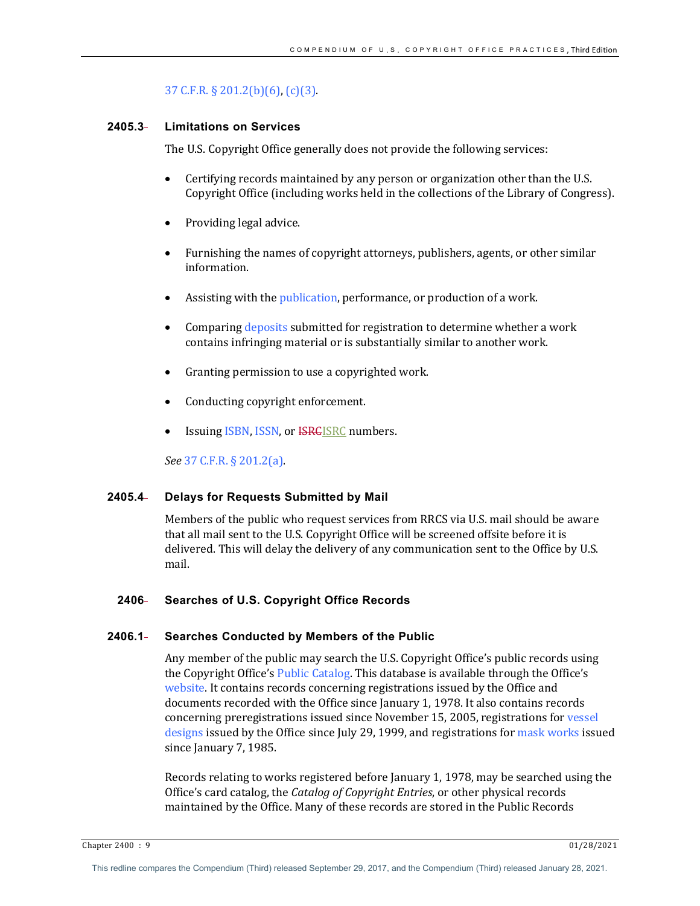37 C.F.R. § 201.2(b)(6), (c)(3).

### 2405.3 Limitations on Services

The U.S. Copyright Office generally does not provide the following services:

- Certifying records maintained by any person or organization other than the U.S. Copyright Office (including works held in the collections of the Library of Congress).
- Providing legal advice.
- Furnishing the names of copyright attorneys, publishers, agents, or other similar information.
- Assisting with the publication, performance, or production of a work.
- Comparing deposits submitted for registration to determine whether a work contains infringing material or is substantially similar to another work.
- Granting permission to use a copyrighted work.
- Conducting copyright enforcement.
- Issuing ISBN, ISSN, or ~~ISRC~~ISRC numbers.

*See* 37 C.F.R. § 201.2(a).

### 2405.4 Delays for Requests Submitted by Mail

Members of the public who request services from RRCS via U.S. mail should be aware that all mail sent to the U.S. Copyright Office will be screened offsite before it is delivered. This will delay the delivery of any communication sent to the Office by U.S. mail.

## 2406 Searches of U.S. Copyright Office Records

### 2406.1 Searches Conducted by Members of the Public

Any member of the public may search the U.S. Copyright Office's public records using the Copyright Office's Public Catalog. This database is available through the Office's website. It contains records concerning registrations issued by the Office and documents recorded with the Office since January 1, 1978. It also contains records concerning preregistrations issued since November 15, 2005, registrations for vessel designs issued by the Office since July 29, 1999, and registrations for mask works issued since January 7, 1985.

Records relating to works registered before January 1, 1978, may be searched using the Office's card catalog, the *Catalog of Copyright Entries*, or other physical records maintained by the Office. Many of these records are stored in the Public Records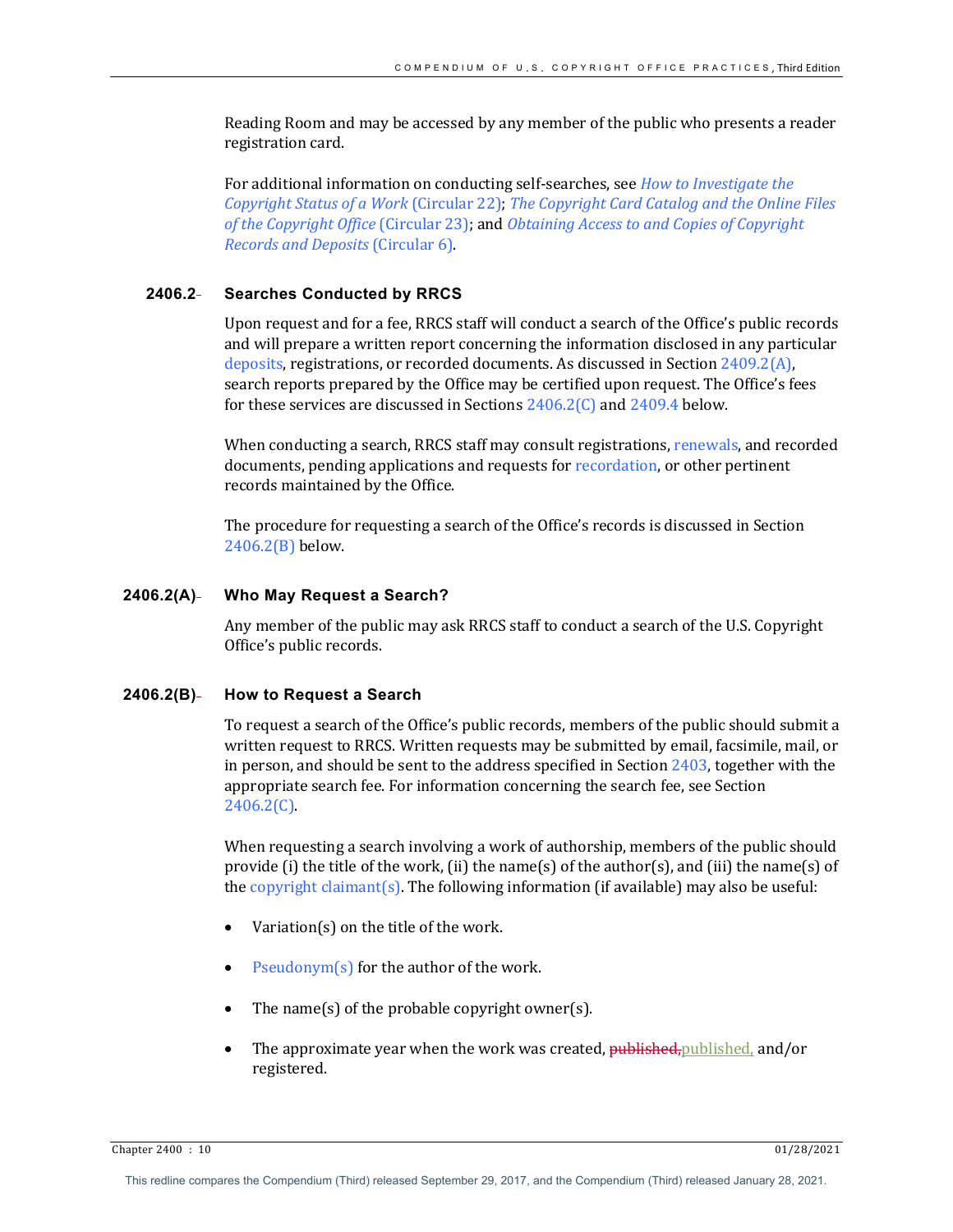Reading Room and may be accessed by any member of the public who presents a reader registration card.

For additional information on conducting self-searches, see *How to Investigate the Copyright Status of a Work* (Circular 22); *The Copyright Card Catalog and the Online Files of the Copyright Office* (Circular 23); and *Obtaining Access to and Copies of Copyright Records and Deposits* (Circular 6).

### 2406.2 Searches Conducted by RRCS

Upon request and for a fee, RRCS staff will conduct a search of the Office's public records and will prepare a written report concerning the information disclosed in any particular deposits, registrations, or recorded documents. As discussed in Section 2409.2(A), search reports prepared by the Office may be certified upon request. The Office's fees for these services are discussed in Sections 2406.2(C) and 2409.4 below.

When conducting a search, RRCS staff may consult registrations, renewals, and recorded documents, pending applications and requests for recordation, or other pertinent records maintained by the Office.

The procedure for requesting a search of the Office's records is discussed in Section 2406.2(B) below.

### 2406.2(A) Who May Request a Search?

Any member of the public may ask RRCS staff to conduct a search of the U.S. Copyright Office's public records.

### 2406.2(B) How to Request a Search

To request a search of the Office's public records, members of the public should submit a written request to RRCS. Written requests may be submitted by email, facsimile, mail, or in person, and should be sent to the address specified in Section 2403, together with the appropriate search fee. For information concerning the search fee, see Section 2406.2(C).

When requesting a search involving a work of authorship, members of the public should provide (i) the title of the work, (ii) the name(s) of the author(s), and (iii) the name(s) of the copyright claimant(s). The following information (if available) may also be useful:

- Variation(s) on the title of the work.
- Pseudonym(s) for the author of the work.
- The name(s) of the probable copyright owner(s).
- The approximate year when the work was created, published, and/or registered.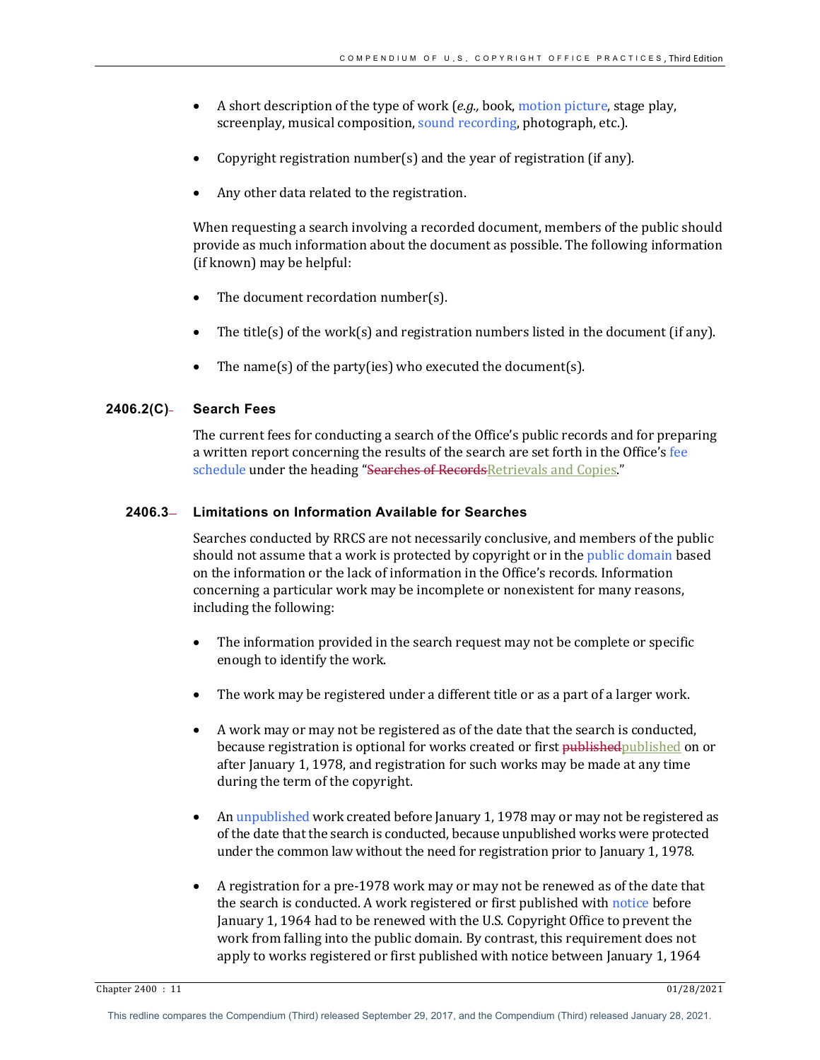- A short description of the type of work (*e.g.,* book, motion picture, stage play, screenplay, musical composition, sound recording, photograph, etc.).
- Copyright registration number(s) and the year of registration (if any).
- Any other data related to the registration.

When requesting a search involving a recorded document, members of the public should provide as much information about the document as possible. The following information (if known) may be helpful:

- The document recordation number(s).
- The title(s) of the work(s) and registration numbers listed in the document (if any).
- The name(s) of the party(ies) who executed the document(s).

#### 2406.2(C) Search Fees

The current fees for conducting a search of the Office's public records and for preparing a written report concerning the results of the search are set forth in the Office's fee schedule under the heading "~~Searches of Records~~Retrievals and Copies."

### 2406.3 Limitations on Information Available for Searches

Searches conducted by RRCS are not necessarily conclusive, and members of the public should not assume that a work is protected by copyright or in the public domain based on the information or the lack of information in the Office's records. Information concerning a particular work may be incomplete or nonexistent for many reasons, including the following:

- The information provided in the search request may not be complete or specific enough to identify the work.
- The work may be registered under a different title or as a part of a larger work.
- A work may or may not be registered as of the date that the search is conducted, because registration is optional for works created or first ~~published~~published on or after January 1, 1978, and registration for such works may be made at any time during the term of the copyright.
- An unpublished work created before January 1, 1978 may or may not be registered as of the date that the search is conducted, because unpublished works were protected under the common law without the need for registration prior to January 1, 1978.
- A registration for a pre-1978 work may or may not be renewed as of the date that the search is conducted. A work registered or first published with notice before January 1, 1964 had to be renewed with the U.S. Copyright Office to prevent the work from falling into the public domain. By contrast, this requirement does not apply to works registered or first published with notice between January 1, 1964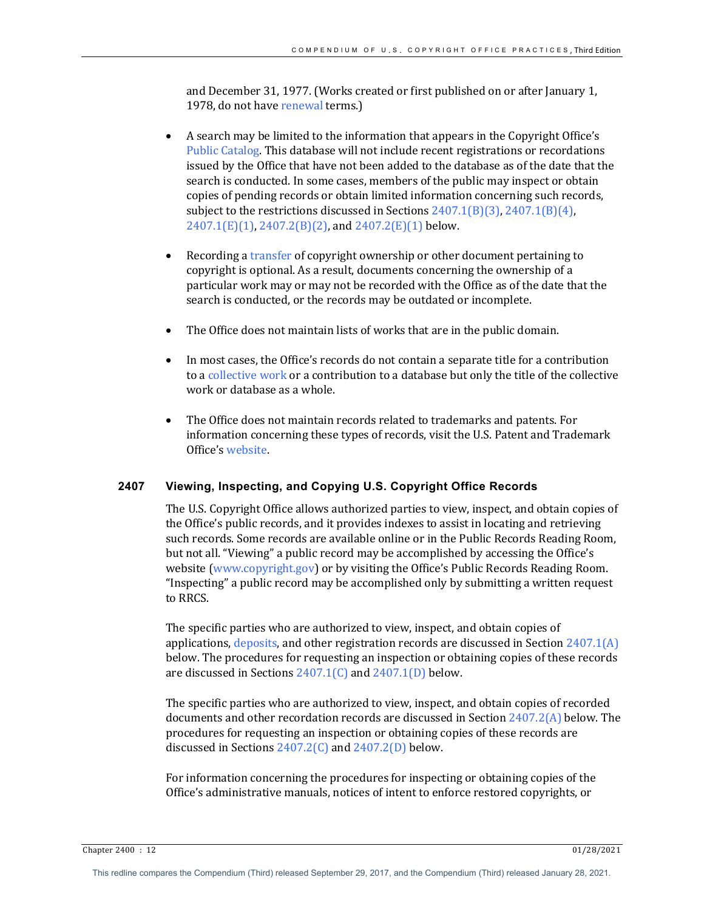and December 31, 1977. (Works created or first published on or after January 1, 1978, do not have renewal terms.)

- A search may be limited to the information that appears in the Copyright Office's Public Catalog. This database will not include recent registrations or recordations issued by the Office that have not been added to the database as of the date that the search is conducted. In some cases, members of the public may inspect or obtain copies of pending records or obtain limited information concerning such records, subject to the restrictions discussed in Sections 2407.1(B)(3), 2407.1(B)(4), 2407.1(E)(1), 2407.2(B)(2), and 2407.2(E)(1) below.

- Recording a transfer of copyright ownership or other document pertaining to copyright is optional. As a result, documents concerning the ownership of a particular work may or may not be recorded with the Office as of the date that the search is conducted, or the records may be outdated or incomplete.

- The Office does not maintain lists of works that are in the public domain.

- In most cases, the Office's records do not contain a separate title for a contribution to a collective work or a contribution to a database but only the title of the collective work or database as a whole.

- The Office does not maintain records related to trademarks and patents. For information concerning these types of records, visit the U.S. Patent and Trademark Office's website.

## 2407 Viewing, Inspecting, and Copying U.S. Copyright Office Records

The U.S. Copyright Office allows authorized parties to view, inspect, and obtain copies of the Office's public records, and it provides indexes to assist in locating and retrieving such records. Some records are available online or in the Public Records Reading Room, but not all. "Viewing" a public record may be accomplished by accessing the Office's website (www.copyright.gov) or by visiting the Office's Public Records Reading Room. "Inspecting" a public record may be accomplished only by submitting a written request to RRCS.

The specific parties who are authorized to view, inspect, and obtain copies of applications, deposits, and other registration records are discussed in Section 2407.1(A) below. The procedures for requesting an inspection or obtaining copies of these records are discussed in Sections 2407.1(C) and 2407.1(D) below.

The specific parties who are authorized to view, inspect, and obtain copies of recorded documents and other recordation records are discussed in Section 2407.2(A) below. The procedures for requesting an inspection or obtaining copies of these records are discussed in Sections 2407.2(C) and 2407.2(D) below.

For information concerning the procedures for inspecting or obtaining copies of the Office's administrative manuals, notices of intent to enforce restored copyrights, or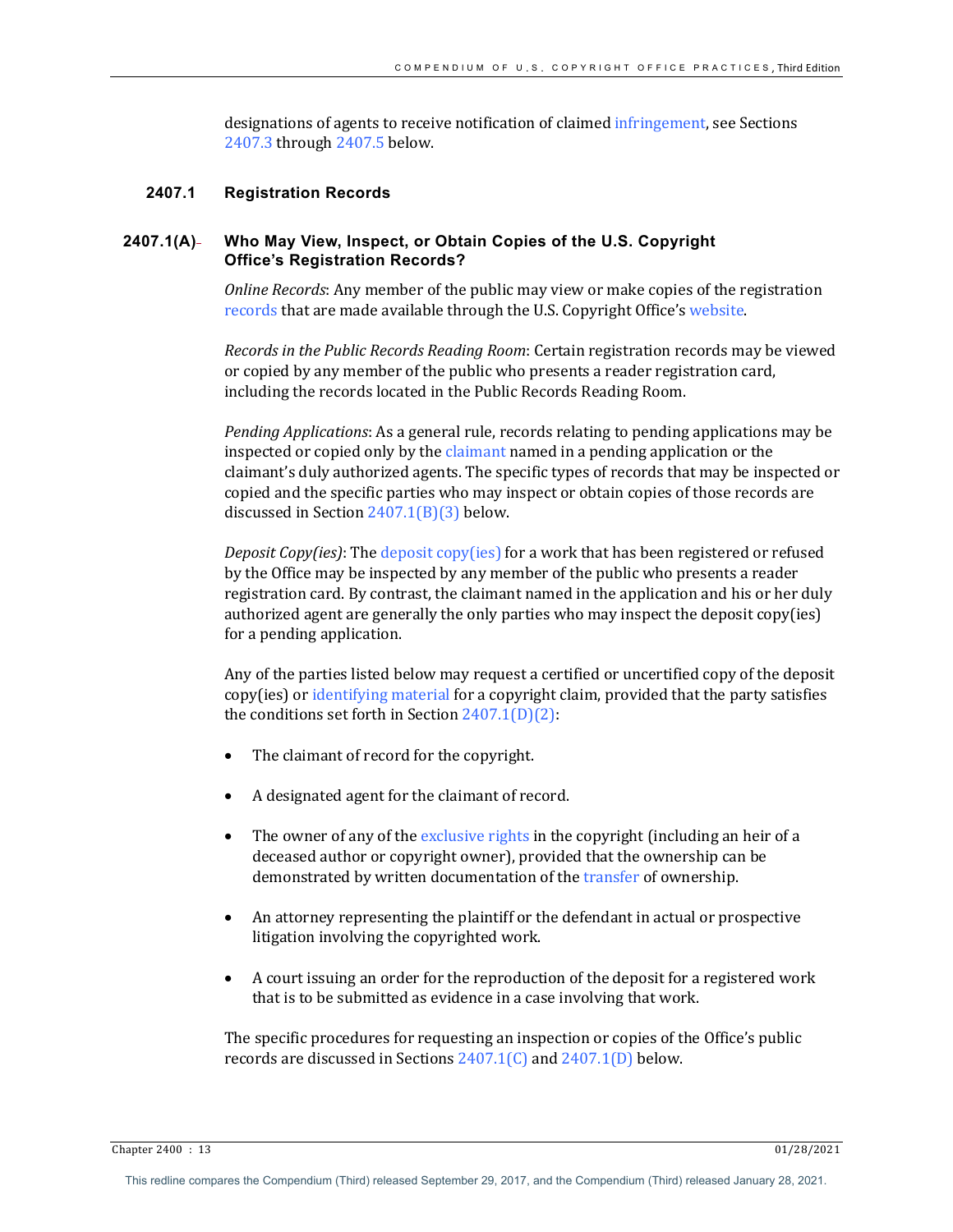designations of agents to receive notification of claimed infringement, see Sections 2407.3 through 2407.5 below.

### 2407.1 Registration Records

#### 2407.1(A) Who May View, Inspect, or Obtain Copies of the U.S. Copyright Office's Registration Records?

*Online Records*: Any member of the public may view or make copies of the registration records that are made available through the U.S. Copyright Office's website.

*Records in the Public Records Reading Room*: Certain registration records may be viewed or copied by any member of the public who presents a reader registration card, including the records located in the Public Records Reading Room.

*Pending Applications*: As a general rule, records relating to pending applications may be inspected or copied only by the claimant named in a pending application or the claimant's duly authorized agents. The specific types of records that may be inspected or copied and the specific parties who may inspect or obtain copies of those records are discussed in Section 2407.1(B)(3) below.

*Deposit Copy(ies)*: The deposit copy(ies) for a work that has been registered or refused by the Office may be inspected by any member of the public who presents a reader registration card. By contrast, the claimant named in the application and his or her duly authorized agent are generally the only parties who may inspect the deposit copy(ies) for a pending application.

Any of the parties listed below may request a certified or uncertified copy of the deposit copy(ies) or identifying material for a copyright claim, provided that the party satisfies the conditions set forth in Section 2407.1(D)(2):

- The claimant of record for the copyright.
- A designated agent for the claimant of record.
- The owner of any of the exclusive rights in the copyright (including an heir of a deceased author or copyright owner), provided that the ownership can be demonstrated by written documentation of the transfer of ownership.
- An attorney representing the plaintiff or the defendant in actual or prospective litigation involving the copyrighted work.
- A court issuing an order for the reproduction of the deposit for a registered work that is to be submitted as evidence in a case involving that work.

The specific procedures for requesting an inspection or copies of the Office's public records are discussed in Sections 2407.1(C) and 2407.1(D) below.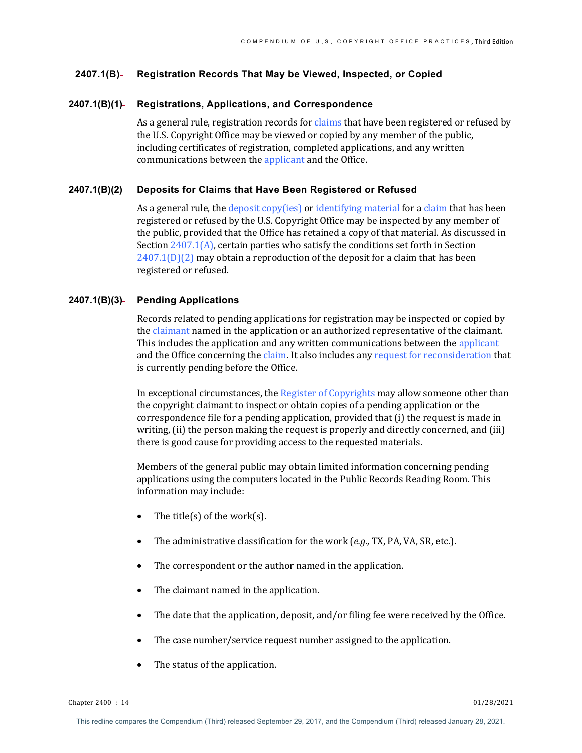### 2407.1(B) Registration Records That May be Viewed, Inspected, or Copied

#### 2407.1(B)(1) Registrations, Applications, and Correspondence

As a general rule, registration records for claims that have been registered or refused by the U.S. Copyright Office may be viewed or copied by any member of the public, including certificates of registration, completed applications, and any written communications between the applicant and the Office.

#### 2407.1(B)(2) Deposits for Claims that Have Been Registered or Refused

As a general rule, the deposit copy(ies) or identifying material for a claim that has been registered or refused by the U.S. Copyright Office may be inspected by any member of the public, provided that the Office has retained a copy of that material. As discussed in Section 2407.1(A), certain parties who satisfy the conditions set forth in Section 2407.1(D)(2) may obtain a reproduction of the deposit for a claim that has been registered or refused.

#### 2407.1(B)(3) Pending Applications

Records related to pending applications for registration may be inspected or copied by the claimant named in the application or an authorized representative of the claimant. This includes the application and any written communications between the applicant and the Office concerning the claim. It also includes any request for reconsideration that is currently pending before the Office.

In exceptional circumstances, the Register of Copyrights may allow someone other than the copyright claimant to inspect or obtain copies of a pending application or the correspondence file for a pending application, provided that (i) the request is made in writing, (ii) the person making the request is properly and directly concerned, and (iii) there is good cause for providing access to the requested materials.

Members of the general public may obtain limited information concerning pending applications using the computers located in the Public Records Reading Room. This information may include:

- The title(s) of the work(s).
- The administrative classification for the work (*e.g.,* TX, PA, VA, SR, etc.).
- The correspondent or the author named in the application.
- The claimant named in the application.
- The date that the application, deposit, and/or filing fee were received by the Office.
- The case number/service request number assigned to the application.
- The status of the application.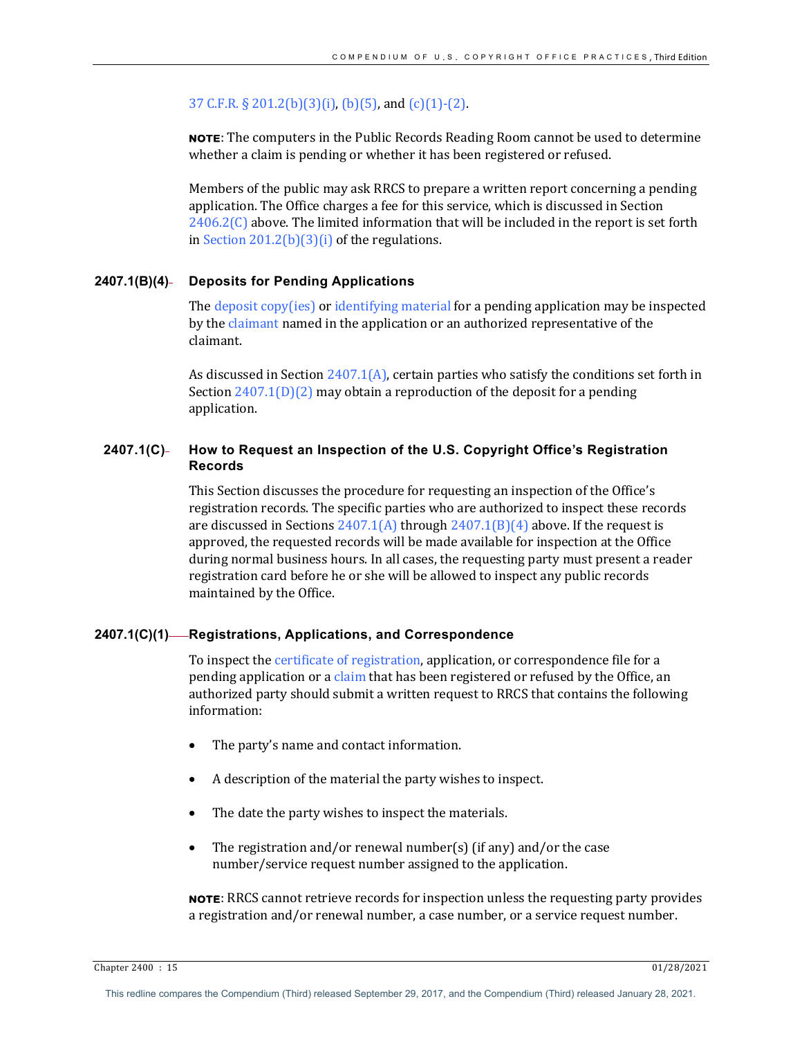37 C.F.R. § 201.2(b)(3)(i), (b)(5), and (c)(1)-(2).

**NOTE**: The computers in the Public Records Reading Room cannot be used to determine whether a claim is pending or whether it has been registered or refused.

Members of the public may ask RRCS to prepare a written report concerning a pending application. The Office charges a fee for this service, which is discussed in Section 2406.2(C) above. The limited information that will be included in the report is set forth in Section 201.2(b)(3)(i) of the regulations.

### 2407.1(B)(4) Deposits for Pending Applications

The deposit copy(ies) or identifying material for a pending application may be inspected by the claimant named in the application or an authorized representative of the claimant.

As discussed in Section 2407.1(A), certain parties who satisfy the conditions set forth in Section 2407.1(D)(2) may obtain a reproduction of the deposit for a pending application.

## 2407.1(C) How to Request an Inspection of the U.S. Copyright Office's Registration Records

This Section discusses the procedure for requesting an inspection of the Office's registration records. The specific parties who are authorized to inspect these records are discussed in Sections 2407.1(A) through 2407.1(B)(4) above. If the request is approved, the requested records will be made available for inspection at the Office during normal business hours. In all cases, the requesting party must present a reader registration card before he or she will be allowed to inspect any public records maintained by the Office.

### 2407.1(C)(1) Registrations, Applications, and Correspondence

To inspect the certificate of registration, application, or correspondence file for a pending application or a claim that has been registered or refused by the Office, an authorized party should submit a written request to RRCS that contains the following information:

- The party's name and contact information.
- A description of the material the party wishes to inspect.
- The date the party wishes to inspect the materials.
- The registration and/or renewal number(s) (if any) and/or the case number/service request number assigned to the application.

**NOTE**: RRCS cannot retrieve records for inspection unless the requesting party provides a registration and/or renewal number, a case number, or a service request number.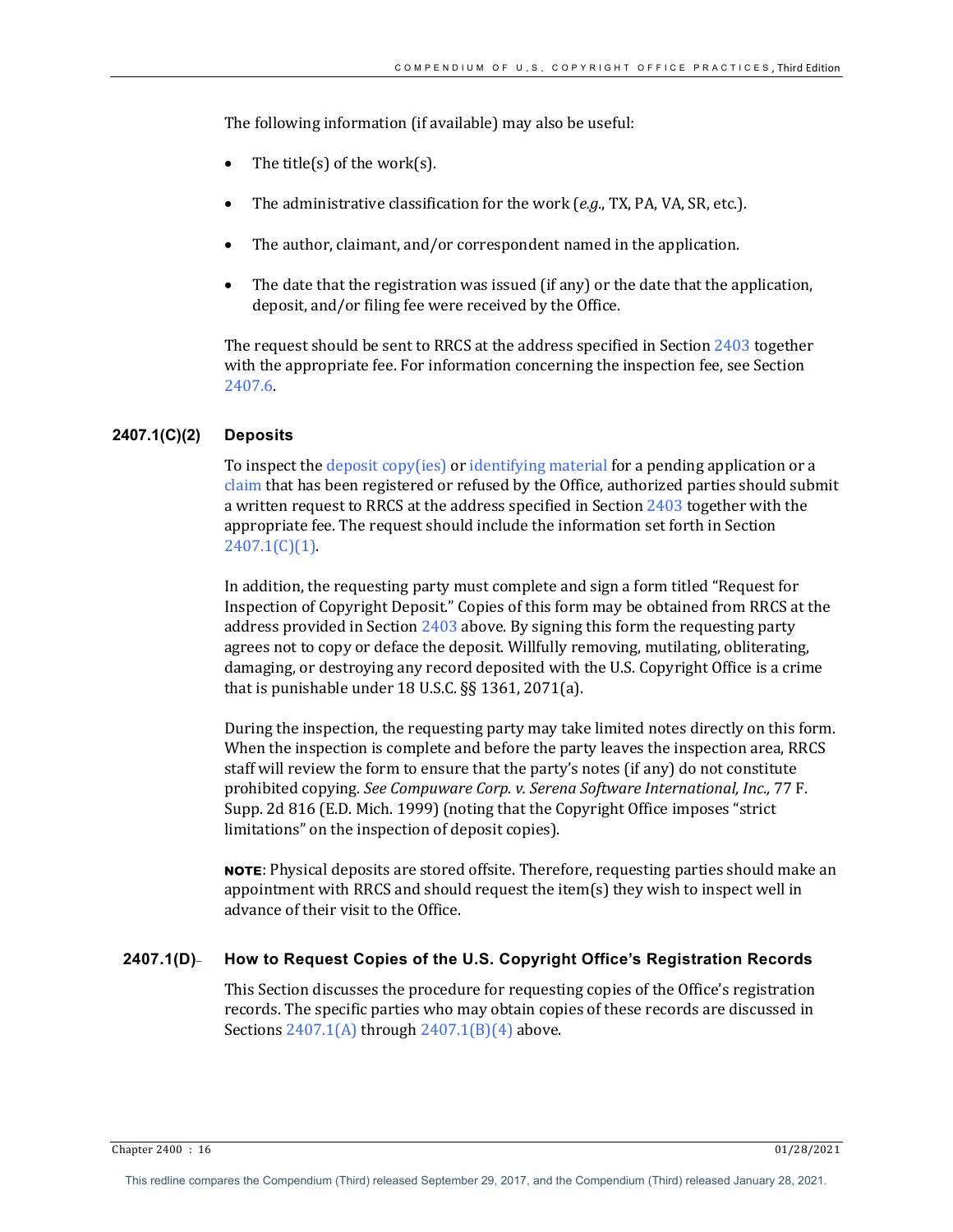The following information (if available) may also be useful:

- The title(s) of the work(s).
- The administrative classification for the work (*e.g.*, TX, PA, VA, SR, etc.).
- The author, claimant, and/or correspondent named in the application.
- The date that the registration was issued (if any) or the date that the application, deposit, and/or filing fee were received by the Office.

The request should be sent to RRCS at the address specified in Section 2403 together with the appropriate fee. For information concerning the inspection fee, see Section 2407.6.

### 2407.1(C)(2) Deposits

To inspect the deposit copy(ies) or identifying material for a pending application or a claim that has been registered or refused by the Office, authorized parties should submit a written request to RRCS at the address specified in Section 2403 together with the appropriate fee. The request should include the information set forth in Section 2407.1(C)(1).

In addition, the requesting party must complete and sign a form titled "Request for Inspection of Copyright Deposit." Copies of this form may be obtained from RRCS at the address provided in Section 2403 above. By signing this form the requesting party agrees not to copy or deface the deposit. Willfully removing, mutilating, obliterating, damaging, or destroying any record deposited with the U.S. Copyright Office is a crime that is punishable under 18 U.S.C. §§ 1361, 2071(a).

During the inspection, the requesting party may take limited notes directly on this form. When the inspection is complete and before the party leaves the inspection area, RRCS staff will review the form to ensure that the party's notes (if any) do not constitute prohibited copying. *See Compuware Corp. v. Serena Software International, Inc.*, 77 F. Supp. 2d 816 (E.D. Mich. 1999) (noting that the Copyright Office imposes "strict limitations" on the inspection of deposit copies).

**NOTE**: Physical deposits are stored offsite. Therefore, requesting parties should make an appointment with RRCS and should request the item(s) they wish to inspect well in advance of their visit to the Office.

## 2407.1(D) How to Request Copies of the U.S. Copyright Office's Registration Records

This Section discusses the procedure for requesting copies of the Office's registration records. The specific parties who may obtain copies of these records are discussed in Sections 2407.1(A) through 2407.1(B)(4) above.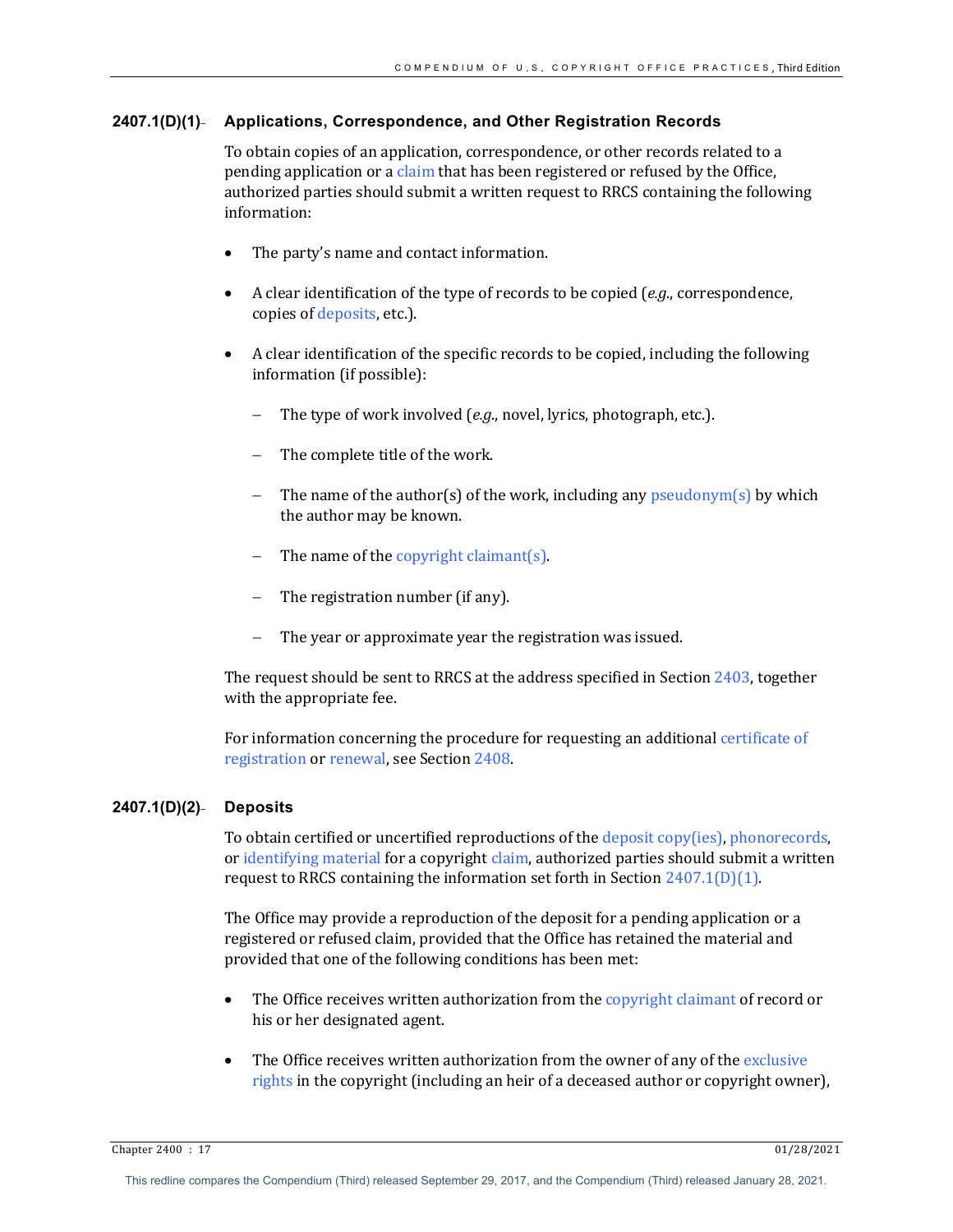#### 2407.1(D)(1) Applications, Correspondence, and Other Registration Records

To obtain copies of an application, correspondence, or other records related to a pending application or a claim that has been registered or refused by the Office, authorized parties should submit a written request to RRCS containing the following information:

- The party's name and contact information.
- A clear identification of the type of records to be copied (*e.g.*, correspondence, copies of deposits, etc.).
- A clear identification of the specific records to be copied, including the following information (if possible):
  - The type of work involved (*e.g.*, novel, lyrics, photograph, etc.).
  - The complete title of the work.
  - The name of the author(s) of the work, including any pseudonym(s) by which the author may be known.
  - The name of the copyright claimant(s).
  - The registration number (if any).
  - The year or approximate year the registration was issued.

The request should be sent to RRCS at the address specified in Section 2403, together with the appropriate fee.

For information concerning the procedure for requesting an additional certificate of registration or renewal, see Section 2408.

#### 2407.1(D)(2) Deposits

To obtain certified or uncertified reproductions of the deposit copy(ies), phonorecords, or identifying material for a copyright claim, authorized parties should submit a written request to RRCS containing the information set forth in Section 2407.1(D)(1).

The Office may provide a reproduction of the deposit for a pending application or a registered or refused claim, provided that the Office has retained the material and provided that one of the following conditions has been met:

- The Office receives written authorization from the copyright claimant of record or his or her designated agent.
- The Office receives written authorization from the owner of any of the exclusive rights in the copyright (including an heir of a deceased author or copyright owner),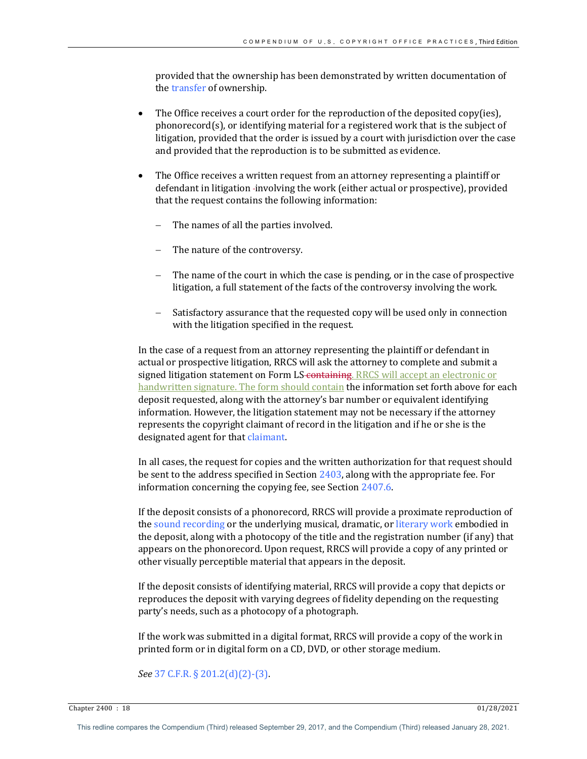provided that the ownership has been demonstrated by written documentation of the transfer of ownership.

- The Office receives a court order for the reproduction of the deposited copy(ies), phonorecord(s), or identifying material for a registered work that is the subject of litigation, provided that the order is issued by a court with jurisdiction over the case and provided that the reproduction is to be submitted as evidence.

- The Office receives a written request from an attorney representing a plaintiff or defendant in litigation involving the work (either actual or prospective), provided that the request contains the following information:

  - The names of all the parties involved.

  - The nature of the controversy.

  - The name of the court in which the case is pending, or in the case of prospective litigation, a full statement of the facts of the controversy involving the work.

  - Satisfactory assurance that the requested copy will be used only in connection with the litigation specified in the request.

In the case of a request from an attorney representing the plaintiff or defendant in actual or prospective litigation, RRCS will ask the attorney to complete and submit a signed litigation statement on Form LS ~~containing~~. RRCS will accept an electronic or handwritten signature. The form should contain the information set forth above for each deposit requested, along with the attorney's bar number or equivalent identifying information. However, the litigation statement may not be necessary if the attorney represents the copyright claimant of record in the litigation and if he or she is the designated agent for that claimant.

In all cases, the request for copies and the written authorization for that request should be sent to the address specified in Section 2403, along with the appropriate fee. For information concerning the copying fee, see Section 2407.6.

If the deposit consists of a phonorecord, RRCS will provide a proximate reproduction of the sound recording or the underlying musical, dramatic, or literary work embodied in the deposit, along with a photocopy of the title and the registration number (if any) that appears on the phonorecord. Upon request, RRCS will provide a copy of any printed or other visually perceptible material that appears in the deposit.

If the deposit consists of identifying material, RRCS will provide a copy that depicts or reproduces the deposit with varying degrees of fidelity depending on the requesting party's needs, such as a photocopy of a photograph.

If the work was submitted in a digital format, RRCS will provide a copy of the work in printed form or in digital form on a CD, DVD, or other storage medium.

*See* 37 C.F.R. § 201.2(d)(2)-(3).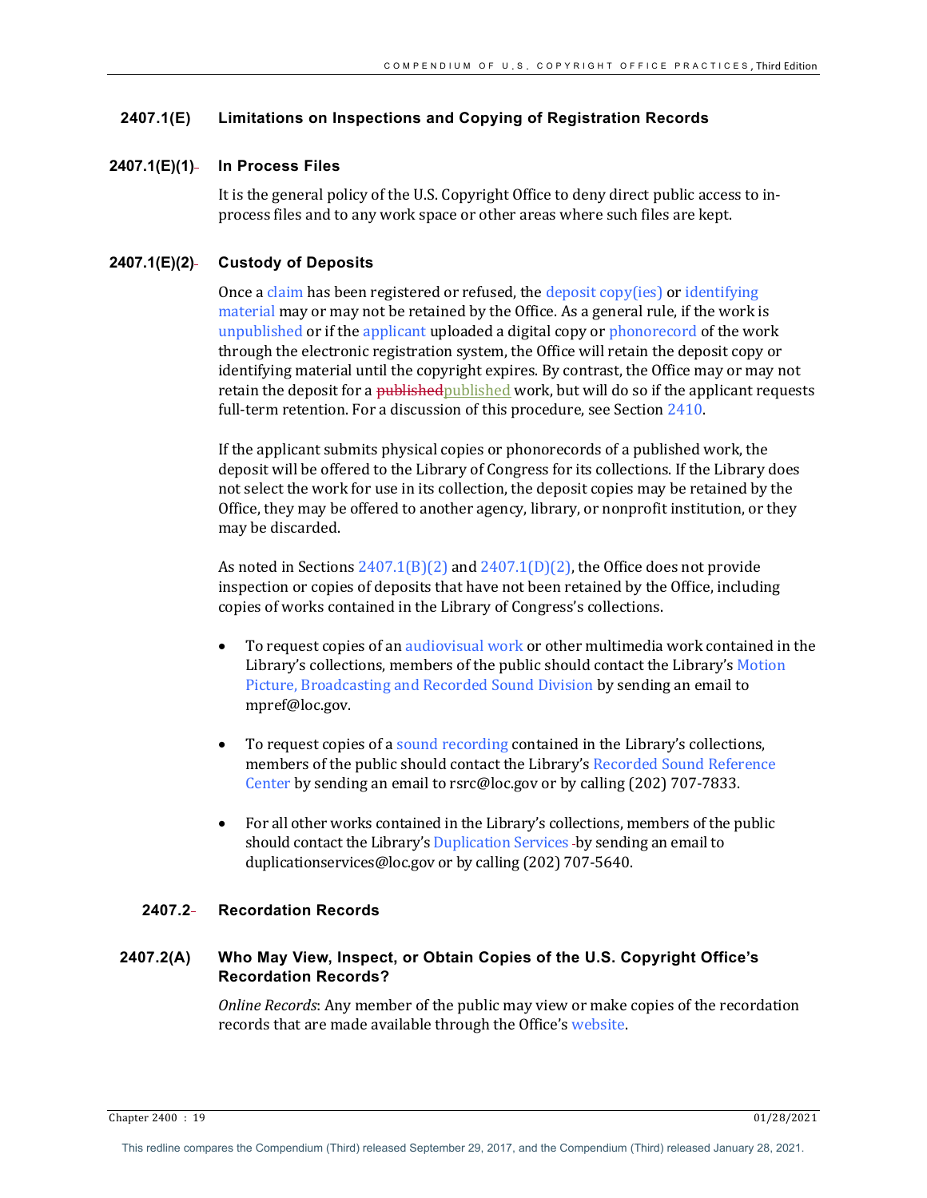### 2407.1(E) Limitations on Inspections and Copying of Registration Records

#### 2407.1(E)(1) In Process Files

It is the general policy of the U.S. Copyright Office to deny direct public access to in-process files and to any work space or other areas where such files are kept.

#### 2407.1(E)(2) Custody of Deposits

Once a claim has been registered or refused, the deposit copy(ies) or identifying material may or may not be retained by the Office. As a general rule, if the work is unpublished or if the applicant uploaded a digital copy or phonorecord of the work through the electronic registration system, the Office will retain the deposit copy or identifying material until the copyright expires. By contrast, the Office may or may not retain the deposit for a ~~published~~published work, but will do so if the applicant requests full-term retention. For a discussion of this procedure, see Section 2410.

If the applicant submits physical copies or phonorecords of a published work, the deposit will be offered to the Library of Congress for its collections. If the Library does not select the work for use in its collection, the deposit copies may be retained by the Office, they may be offered to another agency, library, or nonprofit institution, or they may be discarded.

As noted in Sections 2407.1(B)(2) and 2407.1(D)(2), the Office does not provide inspection or copies of deposits that have not been retained by the Office, including copies of works contained in the Library of Congress's collections.

- To request copies of an audiovisual work or other multimedia work contained in the Library's collections, members of the public should contact the Library's Motion Picture, Broadcasting and Recorded Sound Division by sending an email to mpref@loc.gov.
- To request copies of a sound recording contained in the Library's collections, members of the public should contact the Library's Recorded Sound Reference Center by sending an email to rsrc@loc.gov or by calling (202) 707-7833.
- For all other works contained in the Library's collections, members of the public should contact the Library's Duplication Services by sending an email to duplicationservices@loc.gov or by calling (202) 707-5640.

## 2407.2 Recordation Records

### 2407.2(A) Who May View, Inspect, or Obtain Copies of the U.S. Copyright Office's Recordation Records?

*Online Records*: Any member of the public may view or make copies of the recordation records that are made available through the Office's website.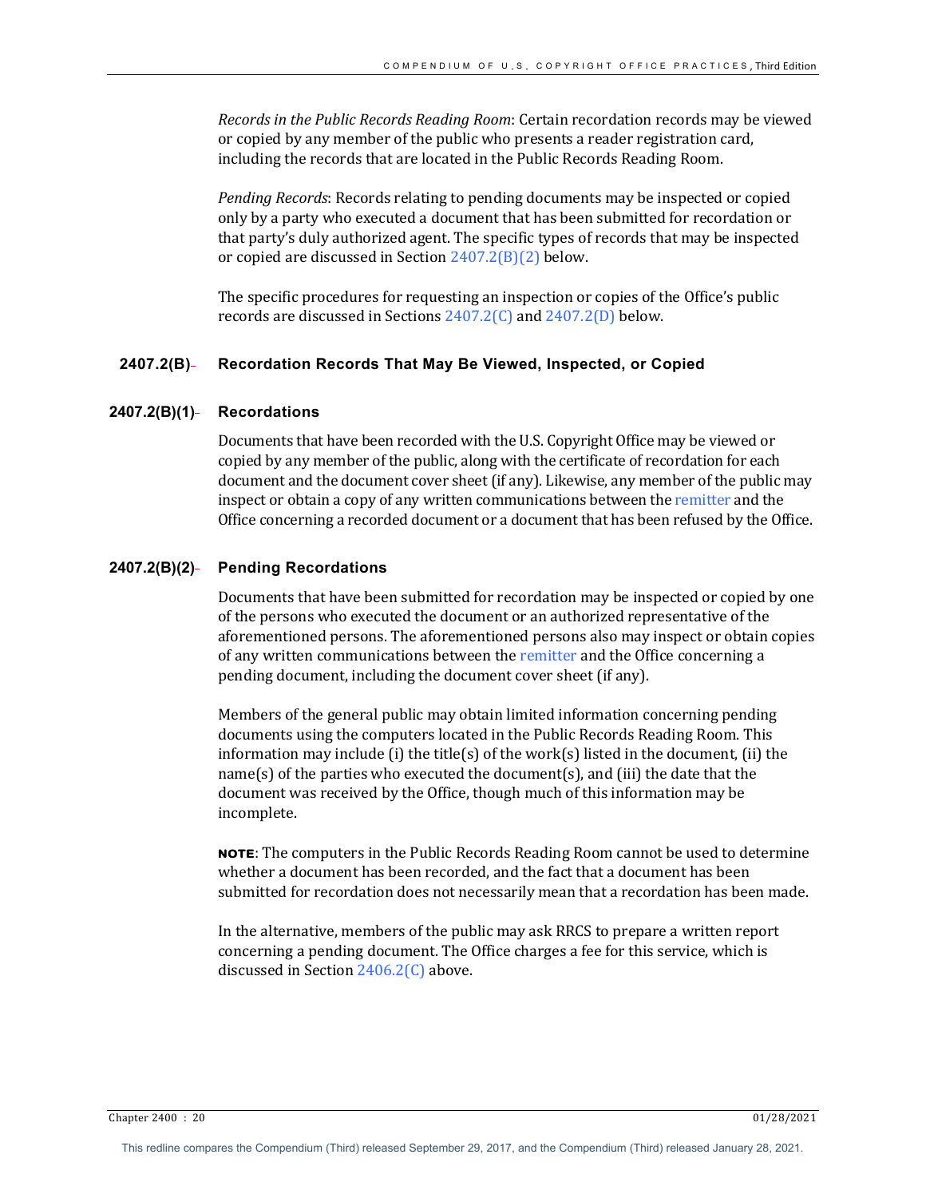*Records in the Public Records Reading Room*: Certain recordation records may be viewed or copied by any member of the public who presents a reader registration card, including the records that are located in the Public Records Reading Room.

*Pending Records*: Records relating to pending documents may be inspected or copied only by a party who executed a document that has been submitted for recordation or that party's duly authorized agent. The specific types of records that may be inspected or copied are discussed in Section 2407.2(B)(2) below.

The specific procedures for requesting an inspection or copies of the Office's public records are discussed in Sections 2407.2(C) and 2407.2(D) below.

### 2407.2(B) Recordation Records That May Be Viewed, Inspected, or Copied

#### 2407.2(B)(1) Recordations

Documents that have been recorded with the U.S. Copyright Office may be viewed or copied by any member of the public, along with the certificate of recordation for each document and the document cover sheet (if any). Likewise, any member of the public may inspect or obtain a copy of any written communications between the remitter and the Office concerning a recorded document or a document that has been refused by the Office.

#### 2407.2(B)(2) Pending Recordations

Documents that have been submitted for recordation may be inspected or copied by one of the persons who executed the document or an authorized representative of the aforementioned persons. The aforementioned persons also may inspect or obtain copies of any written communications between the remitter and the Office concerning a pending document, including the document cover sheet (if any).

Members of the general public may obtain limited information concerning pending documents using the computers located in the Public Records Reading Room. This information may include (i) the title(s) of the work(s) listed in the document, (ii) the name(s) of the parties who executed the document(s), and (iii) the date that the document was received by the Office, though much of this information may be incomplete.

**NOTE**: The computers in the Public Records Reading Room cannot be used to determine whether a document has been recorded, and the fact that a document has been submitted for recordation does not necessarily mean that a recordation has been made.

In the alternative, members of the public may ask RRCS to prepare a written report concerning a pending document. The Office charges a fee for this service, which is discussed in Section 2406.2(C) above.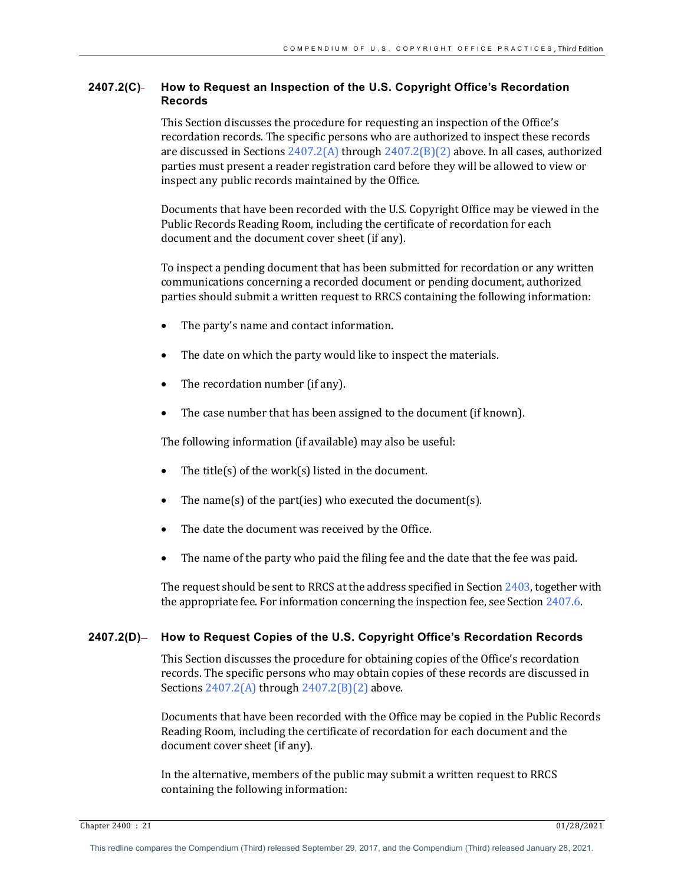### 2407.2(C) How to Request an Inspection of the U.S. Copyright Office's Recordation Records

This Section discusses the procedure for requesting an inspection of the Office's recordation records. The specific persons who are authorized to inspect these records are discussed in Sections 2407.2(A) through 2407.2(B)(2) above. In all cases, authorized parties must present a reader registration card before they will be allowed to view or inspect any public records maintained by the Office.

Documents that have been recorded with the U.S. Copyright Office may be viewed in the Public Records Reading Room, including the certificate of recordation for each document and the document cover sheet (if any).

To inspect a pending document that has been submitted for recordation or any written communications concerning a recorded document or pending document, authorized parties should submit a written request to RRCS containing the following information:

- The party's name and contact information.
- The date on which the party would like to inspect the materials.
- The recordation number (if any).
- The case number that has been assigned to the document (if known).

The following information (if available) may also be useful:

- The title(s) of the work(s) listed in the document.
- The name(s) of the part(ies) who executed the document(s).
- The date the document was received by the Office.
- The name of the party who paid the filing fee and the date that the fee was paid.

The request should be sent to RRCS at the address specified in Section 2403, together with the appropriate fee. For information concerning the inspection fee, see Section 2407.6.

### 2407.2(D) How to Request Copies of the U.S. Copyright Office's Recordation Records

This Section discusses the procedure for obtaining copies of the Office's recordation records. The specific persons who may obtain copies of these records are discussed in Sections 2407.2(A) through 2407.2(B)(2) above.

Documents that have been recorded with the Office may be copied in the Public Records Reading Room, including the certificate of recordation for each document and the document cover sheet (if any).

In the alternative, members of the public may submit a written request to RRCS containing the following information: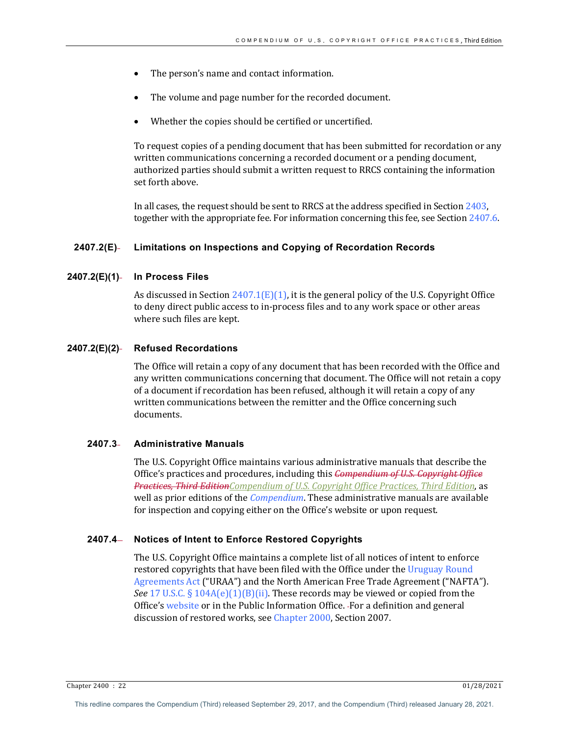- The person's name and contact information.
- The volume and page number for the recorded document.
- Whether the copies should be certified or uncertified.

To request copies of a pending document that has been submitted for recordation or any written communications concerning a recorded document or a pending document, authorized parties should submit a written request to RRCS containing the information set forth above.

In all cases, the request should be sent to RRCS at the address specified in Section 2403, together with the appropriate fee. For information concerning this fee, see Section 2407.6.

## 2407.2(E) Limitations on Inspections and Copying of Recordation Records

### 2407.2(E)(1) In Process Files

As discussed in Section 2407.1(E)(1), it is the general policy of the U.S. Copyright Office to deny direct public access to in-process files and to any work space or other areas where such files are kept.

### 2407.2(E)(2) Refused Recordations

The Office will retain a copy of any document that has been recorded with the Office and any written communications concerning that document. The Office will not retain a copy of a document if recordation has been refused, although it will retain a copy of any written communications between the remitter and the Office concerning such documents.

## 2407.3 Administrative Manuals

The U.S. Copyright Office maintains various administrative manuals that describe the Office's practices and procedures, including this ~~*Compendium of U.S. Copyright Office Practices, Third Edition*~~*Compendium of U.S. Copyright Office Practices, Third Edition*, as well as prior editions of the *Compendium*. These administrative manuals are available for inspection and copying either on the Office's website or upon request.

## 2407.4 Notices of Intent to Enforce Restored Copyrights

The U.S. Copyright Office maintains a complete list of all notices of intent to enforce restored copyrights that have been filed with the Office under the Uruguay Round Agreements Act ("URAA") and the North American Free Trade Agreement ("NAFTA"). *See* 17 U.S.C. § 104A(e)(1)(B)(ii). These records may be viewed or copied from the Office's website or in the Public Information Office. For a definition and general discussion of restored works, see Chapter 2000, Section 2007.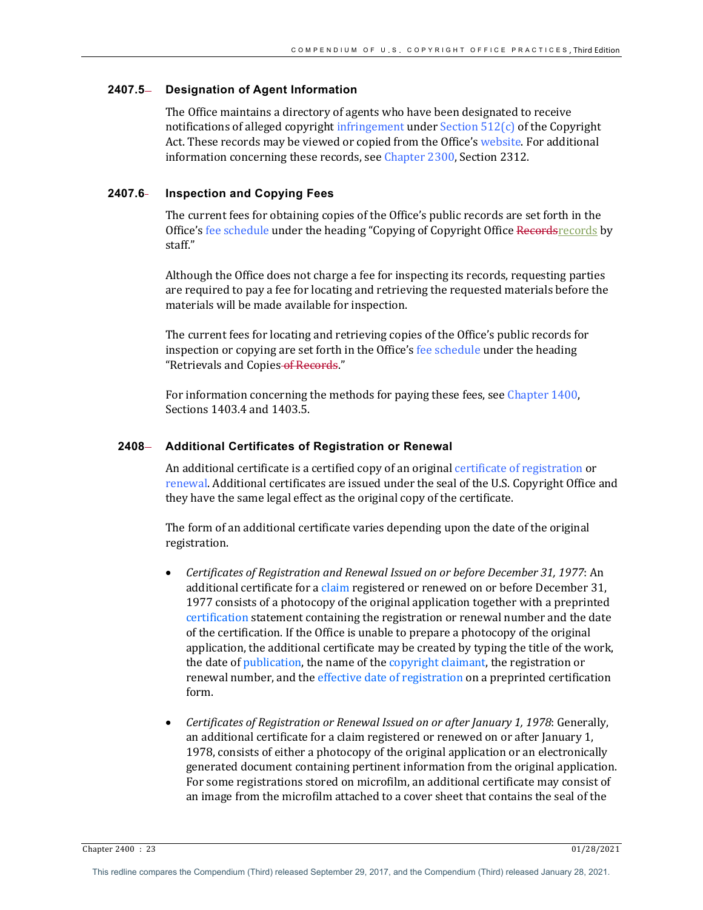### 2407.5 Designation of Agent Information

The Office maintains a directory of agents who have been designated to receive notifications of alleged copyright infringement under Section 512(c) of the Copyright Act. These records may be viewed or copied from the Office's website. For additional information concerning these records, see Chapter 2300, Section 2312.

### 2407.6 Inspection and Copying Fees

The current fees for obtaining copies of the Office's public records are set forth in the Office's fee schedule under the heading "Copying of Copyright Office ~~Records~~records by staff."

Although the Office does not charge a fee for inspecting its records, requesting parties are required to pay a fee for locating and retrieving the requested materials before the materials will be made available for inspection.

The current fees for locating and retrieving copies of the Office's public records for inspection or copying are set forth in the Office's fee schedule under the heading "Retrievals and Copies~~ of Records~~."

For information concerning the methods for paying these fees, see Chapter 1400, Sections 1403.4 and 1403.5.

## 2408 Additional Certificates of Registration or Renewal

An additional certificate is a certified copy of an original certificate of registration or renewal. Additional certificates are issued under the seal of the U.S. Copyright Office and they have the same legal effect as the original copy of the certificate.

The form of an additional certificate varies depending upon the date of the original registration.

- *Certificates of Registration and Renewal Issued on or before December 31, 1977*: An additional certificate for a claim registered or renewed on or before December 31, 1977 consists of a photocopy of the original application together with a preprinted certification statement containing the registration or renewal number and the date of the certification. If the Office is unable to prepare a photocopy of the original application, the additional certificate may be created by typing the title of the work, the date of publication, the name of the copyright claimant, the registration or renewal number, and the effective date of registration on a preprinted certification form.

- *Certificates of Registration or Renewal Issued on or after January 1, 1978*: Generally, an additional certificate for a claim registered or renewed on or after January 1, 1978, consists of either a photocopy of the original application or an electronically generated document containing pertinent information from the original application. For some registrations stored on microfilm, an additional certificate may consist of an image from the microfilm attached to a cover sheet that contains the seal of the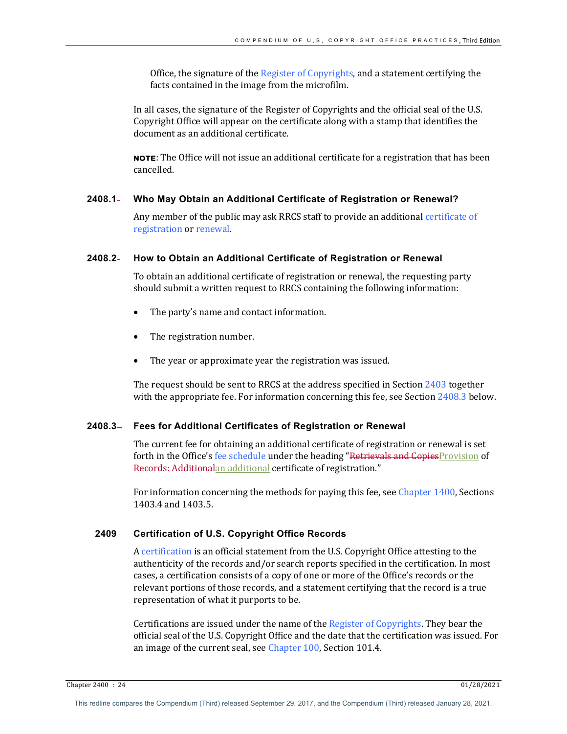Office, the signature of the Register of Copyrights, and a statement certifying the facts contained in the image from the microfilm.

In all cases, the signature of the Register of Copyrights and the official seal of the U.S. Copyright Office will appear on the certificate along with a stamp that identifies the document as an additional certificate.

**NOTE**: The Office will not issue an additional certificate for a registration that has been cancelled.

### 2408.1 Who May Obtain an Additional Certificate of Registration or Renewal?

Any member of the public may ask RRCS staff to provide an additional certificate of registration or renewal.

### 2408.2 How to Obtain an Additional Certificate of Registration or Renewal

To obtain an additional certificate of registration or renewal, the requesting party should submit a written request to RRCS containing the following information:

- The party's name and contact information.
- The registration number.
- The year or approximate year the registration was issued.

The request should be sent to RRCS at the address specified in Section 2403 together with the appropriate fee. For information concerning this fee, see Section 2408.3 below.

### 2408.3 Fees for Additional Certificates of Registration or Renewal

The current fee for obtaining an additional certificate of registration or renewal is set forth in the Office's fee schedule under the heading "~~Retrievals and Copies~~Provision of ~~Records: Additional~~an additional certificate of registration."

For information concerning the methods for paying this fee, see Chapter 1400, Sections 1403.4 and 1403.5.

## 2409 Certification of U.S. Copyright Office Records

A certification is an official statement from the U.S. Copyright Office attesting to the authenticity of the records and/or search reports specified in the certification. In most cases, a certification consists of a copy of one or more of the Office's records or the relevant portions of those records, and a statement certifying that the record is a true representation of what it purports to be.

Certifications are issued under the name of the Register of Copyrights. They bear the official seal of the U.S. Copyright Office and the date that the certification was issued. For an image of the current seal, see Chapter 100, Section 101.4.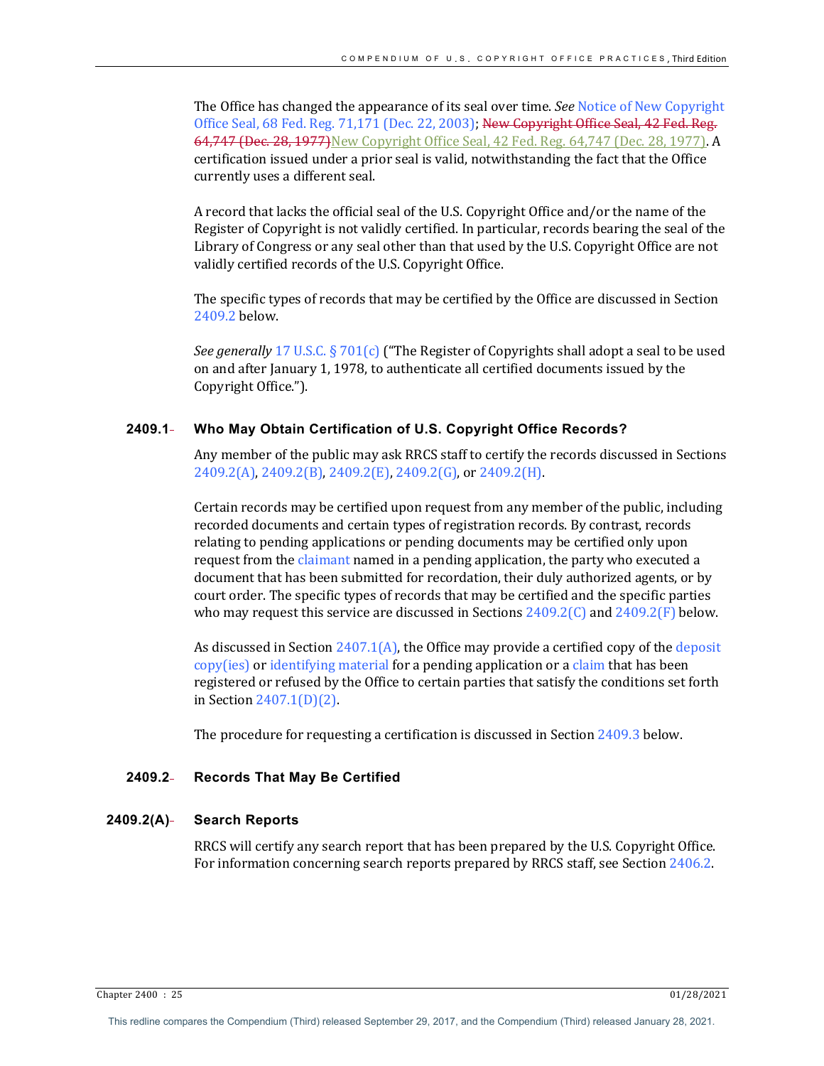The Office has changed the appearance of its seal over time. *See* Notice of New Copyright Office Seal, 68 Fed. Reg. 71,171 (Dec. 22, 2003); ~~New Copyright Office Seal, 42 Fed. Reg. 64,747 (Dec. 28, 1977)~~New Copyright Office Seal, 42 Fed. Reg. 64,747 (Dec. 28, 1977). A certification issued under a prior seal is valid, notwithstanding the fact that the Office currently uses a different seal.

A record that lacks the official seal of the U.S. Copyright Office and/or the name of the Register of Copyright is not validly certified. In particular, records bearing the seal of the Library of Congress or any seal other than that used by the U.S. Copyright Office are not validly certified records of the U.S. Copyright Office.

The specific types of records that may be certified by the Office are discussed in Section 2409.2 below.

*See generally* 17 U.S.C. § 701(c) ("The Register of Copyrights shall adopt a seal to be used on and after January 1, 1978, to authenticate all certified documents issued by the Copyright Office.").

### 2409.1 Who May Obtain Certification of U.S. Copyright Office Records?

Any member of the public may ask RRCS staff to certify the records discussed in Sections 2409.2(A), 2409.2(B), 2409.2(E), 2409.2(G), or 2409.2(H).

Certain records may be certified upon request from any member of the public, including recorded documents and certain types of registration records. By contrast, records relating to pending applications or pending documents may be certified only upon request from the claimant named in a pending application, the party who executed a document that has been submitted for recordation, their duly authorized agents, or by court order. The specific types of records that may be certified and the specific parties who may request this service are discussed in Sections 2409.2(C) and 2409.2(F) below.

As discussed in Section 2407.1(A), the Office may provide a certified copy of the deposit copy(ies) or identifying material for a pending application or a claim that has been registered or refused by the Office to certain parties that satisfy the conditions set forth in Section 2407.1(D)(2).

The procedure for requesting a certification is discussed in Section 2409.3 below.

### 2409.2 Records That May Be Certified

#### 2409.2(A) Search Reports

RRCS will certify any search report that has been prepared by the U.S. Copyright Office. For information concerning search reports prepared by RRCS staff, see Section 2406.2.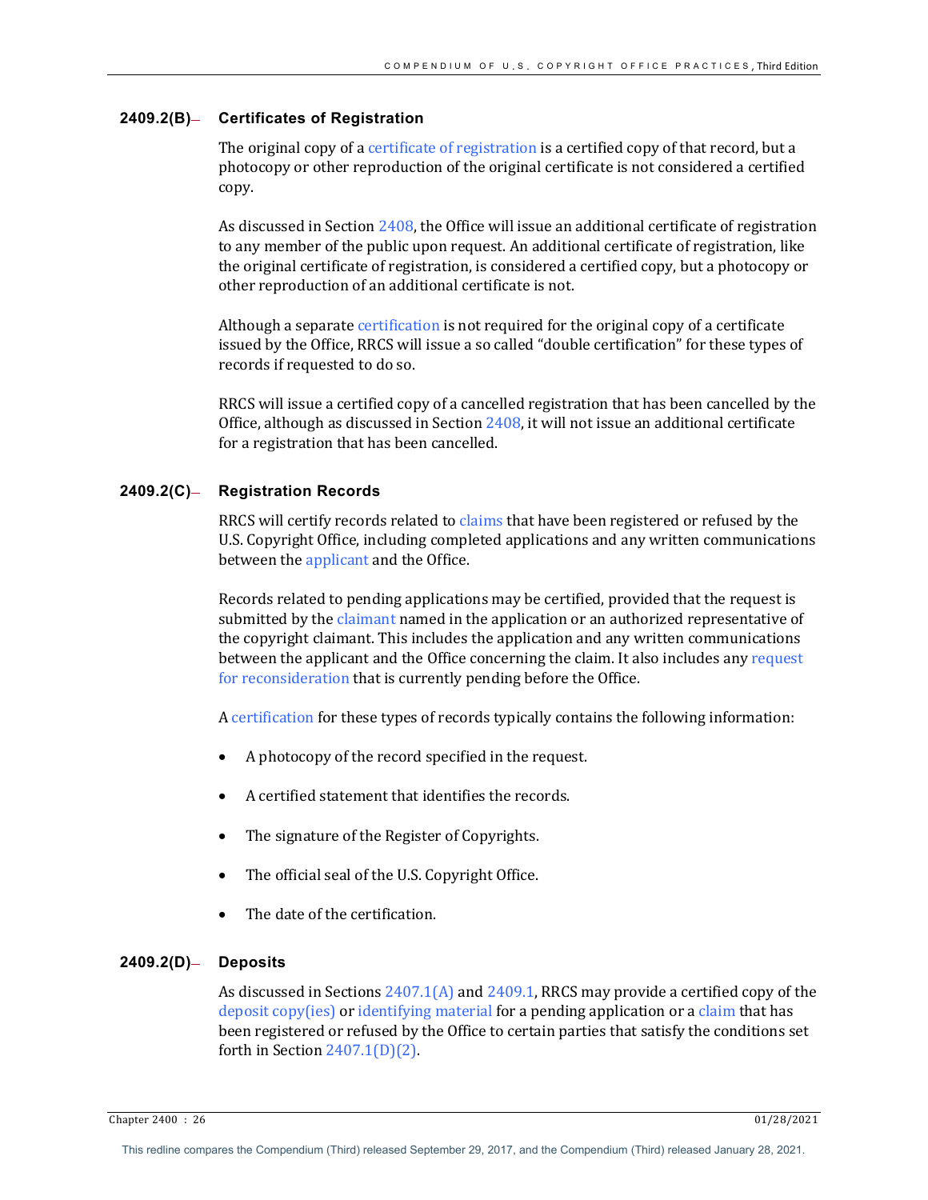### 2409.2(B) Certificates of Registration

The original copy of a certificate of registration is a certified copy of that record, but a photocopy or other reproduction of the original certificate is not considered a certified copy.

As discussed in Section 2408, the Office will issue an additional certificate of registration to any member of the public upon request. An additional certificate of registration, like the original certificate of registration, is considered a certified copy, but a photocopy or other reproduction of an additional certificate is not.

Although a separate certification is not required for the original copy of a certificate issued by the Office, RRCS will issue a so called "double certification" for these types of records if requested to do so.

RRCS will issue a certified copy of a cancelled registration that has been cancelled by the Office, although as discussed in Section 2408, it will not issue an additional certificate for a registration that has been cancelled.

### 2409.2(C) Registration Records

RRCS will certify records related to claims that have been registered or refused by the U.S. Copyright Office, including completed applications and any written communications between the applicant and the Office.

Records related to pending applications may be certified, provided that the request is submitted by the claimant named in the application or an authorized representative of the copyright claimant. This includes the application and any written communications between the applicant and the Office concerning the claim. It also includes any request for reconsideration that is currently pending before the Office.

A certification for these types of records typically contains the following information:

- A photocopy of the record specified in the request.
- A certified statement that identifies the records.
- The signature of the Register of Copyrights.
- The official seal of the U.S. Copyright Office.
- The date of the certification.

### 2409.2(D) Deposits

As discussed in Sections 2407.1(A) and 2409.1, RRCS may provide a certified copy of the deposit copy(ies) or identifying material for a pending application or a claim that has been registered or refused by the Office to certain parties that satisfy the conditions set forth in Section 2407.1(D)(2).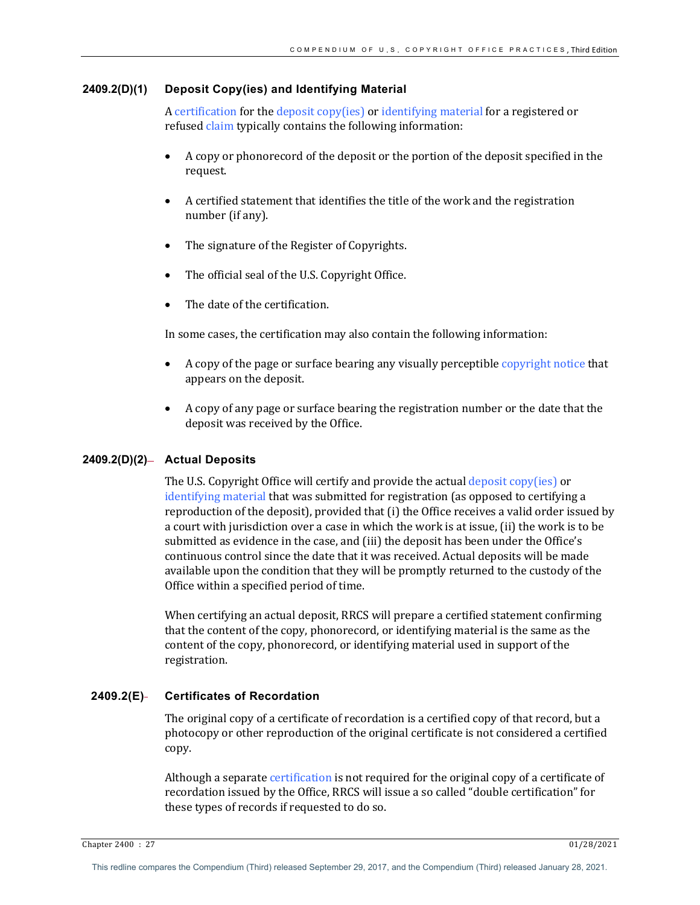#### 2409.2(D)(1) Deposit Copy(ies) and Identifying Material

A certification for the deposit copy(ies) or identifying material for a registered or refused claim typically contains the following information:

- A copy or phonorecord of the deposit or the portion of the deposit specified in the request.
- A certified statement that identifies the title of the work and the registration number (if any).
- The signature of the Register of Copyrights.
- The official seal of the U.S. Copyright Office.
- The date of the certification.

In some cases, the certification may also contain the following information:

- A copy of the page or surface bearing any visually perceptible copyright notice that appears on the deposit.
- A copy of any page or surface bearing the registration number or the date that the deposit was received by the Office.

#### 2409.2(D)(2) Actual Deposits

The U.S. Copyright Office will certify and provide the actual deposit copy(ies) or identifying material that was submitted for registration (as opposed to certifying a reproduction of the deposit), provided that (i) the Office receives a valid order issued by a court with jurisdiction over a case in which the work is at issue, (ii) the work is to be submitted as evidence in the case, and (iii) the deposit has been under the Office's continuous control since the date that it was received. Actual deposits will be made available upon the condition that they will be promptly returned to the custody of the Office within a specified period of time.

When certifying an actual deposit, RRCS will prepare a certified statement confirming that the content of the copy, phonorecord, or identifying material is the same as the content of the copy, phonorecord, or identifying material used in support of the registration.

### 2409.2(E) Certificates of Recordation

The original copy of a certificate of recordation is a certified copy of that record, but a photocopy or other reproduction of the original certificate is not considered a certified copy.

Although a separate certification is not required for the original copy of a certificate of recordation issued by the Office, RRCS will issue a so called "double certification" for these types of records if requested to do so.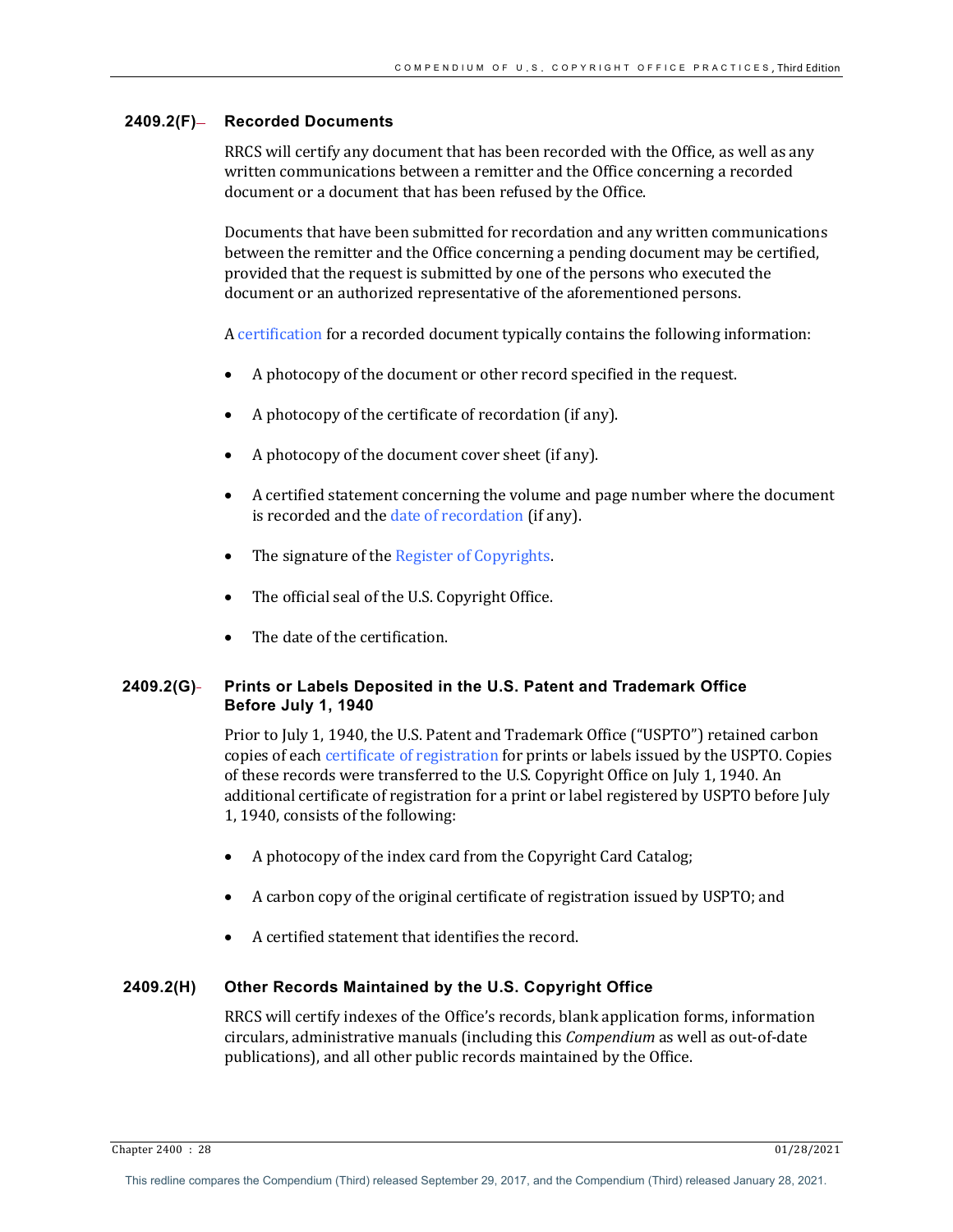#### 2409.2(F) Recorded Documents

RRCS will certify any document that has been recorded with the Office, as well as any written communications between a remitter and the Office concerning a recorded document or a document that has been refused by the Office.

Documents that have been submitted for recordation and any written communications between the remitter and the Office concerning a pending document may be certified, provided that the request is submitted by one of the persons who executed the document or an authorized representative of the aforementioned persons.

A certification for a recorded document typically contains the following information:

- A photocopy of the document or other record specified in the request.
- A photocopy of the certificate of recordation (if any).
- A photocopy of the document cover sheet (if any).
- A certified statement concerning the volume and page number where the document is recorded and the date of recordation (if any).
- The signature of the Register of Copyrights.
- The official seal of the U.S. Copyright Office.
- The date of the certification.

#### 2409.2(G) Prints or Labels Deposited in the U.S. Patent and Trademark Office Before July 1, 1940

Prior to July 1, 1940, the U.S. Patent and Trademark Office ("USPTO") retained carbon copies of each certificate of registration for prints or labels issued by the USPTO. Copies of these records were transferred to the U.S. Copyright Office on July 1, 1940. An additional certificate of registration for a print or label registered by USPTO before July 1, 1940, consists of the following:

- A photocopy of the index card from the Copyright Card Catalog;
- A carbon copy of the original certificate of registration issued by USPTO; and
- A certified statement that identifies the record.

#### 2409.2(H) Other Records Maintained by the U.S. Copyright Office

RRCS will certify indexes of the Office's records, blank application forms, information circulars, administrative manuals (including this *Compendium* as well as out-of-date publications), and all other public records maintained by the Office.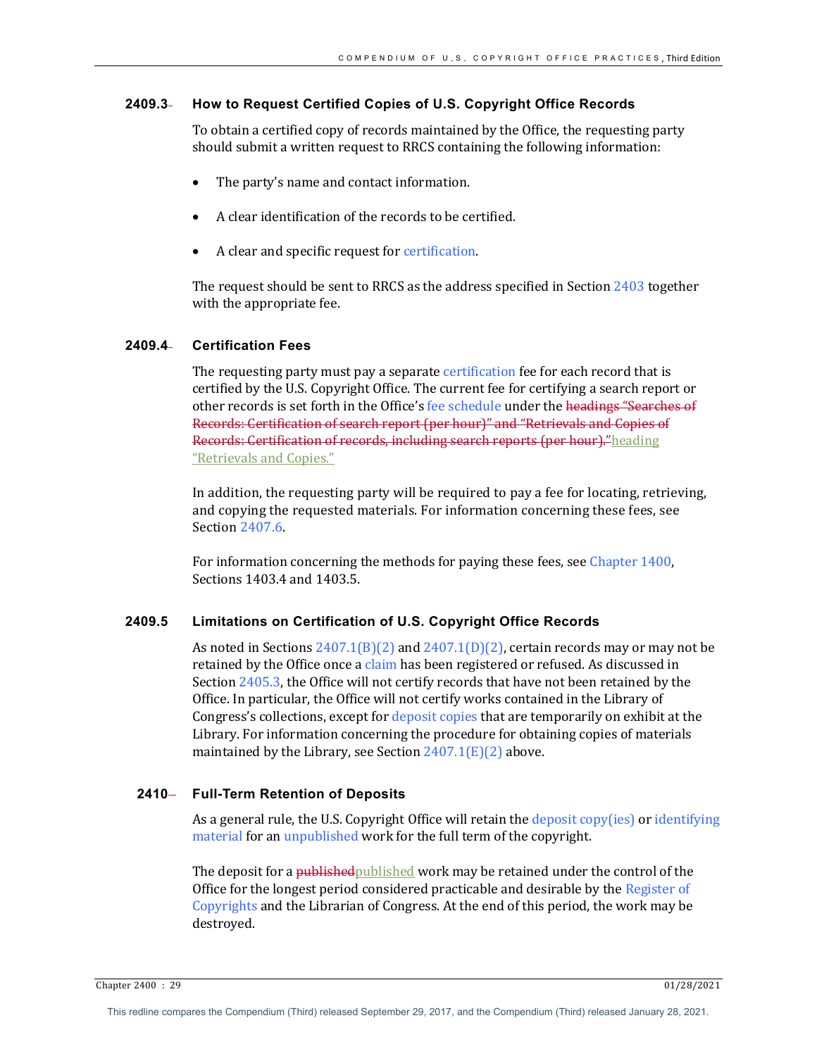## 2409.3 How to Request Certified Copies of U.S. Copyright Office Records

To obtain a certified copy of records maintained by the Office, the requesting party should submit a written request to RRCS containing the following information:

- The party's name and contact information.
- A clear identification of the records to be certified.
- A clear and specific request for certification.

The request should be sent to RRCS as the address specified in Section 2403 together with the appropriate fee.

## 2409.4 Certification Fees

The requesting party must pay a separate certification fee for each record that is certified by the U.S. Copyright Office. The current fee for certifying a search report or other records is set forth in the Office's fee schedule under the ~~headings "Searches of Records: Certification of search report (per hour)" and "Retrievals and Copies of Records: Certification of records, including search reports (per hour)."~~heading "Retrievals and Copies."

In addition, the requesting party will be required to pay a fee for locating, retrieving, and copying the requested materials. For information concerning these fees, see Section 2407.6.

For information concerning the methods for paying these fees, see Chapter 1400, Sections 1403.4 and 1403.5.

## 2409.5 Limitations on Certification of U.S. Copyright Office Records

As noted in Sections 2407.1(B)(2) and 2407.1(D)(2), certain records may or may not be retained by the Office once a claim has been registered or refused. As discussed in Section 2405.3, the Office will not certify records that have not been retained by the Office. In particular, the Office will not certify works contained in the Library of Congress's collections, except for deposit copies that are temporarily on exhibit at the Library. For information concerning the procedure for obtaining copies of materials maintained by the Library, see Section 2407.1(E)(2) above.

## 2410 Full-Term Retention of Deposits

As a general rule, the U.S. Copyright Office will retain the deposit copy(ies) or identifying material for an unpublished work for the full term of the copyright.

The deposit for a ~~published~~published work may be retained under the control of the Office for the longest period considered practicable and desirable by the Register of Copyrights and the Librarian of Congress. At the end of this period, the work may be destroyed.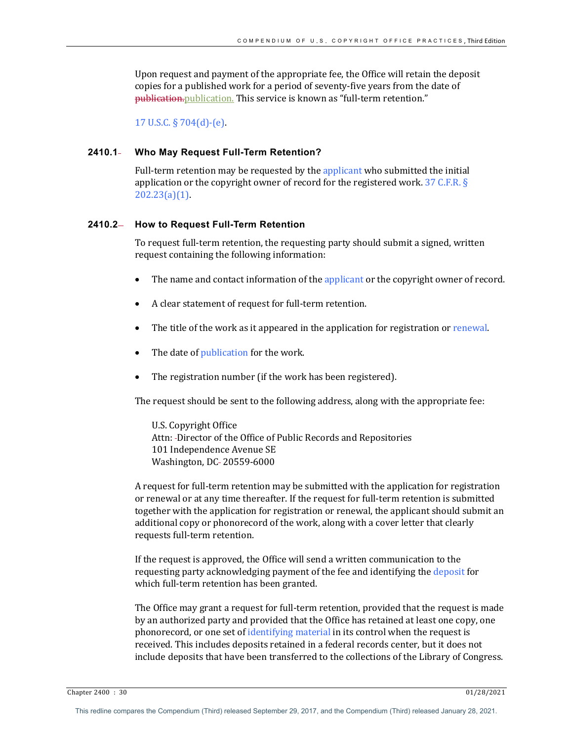Upon request and payment of the appropriate fee, the Office will retain the deposit copies for a published work for a period of seventy-five years from the date of publication. This service is known as "full-term retention."

17 U.S.C. § 704(d)-(e).

### 2410.1 Who May Request Full-Term Retention?

Full-term retention may be requested by the applicant who submitted the initial application or the copyright owner of record for the registered work. 37 C.F.R. § 202.23(a)(1).

### 2410.2 How to Request Full-Term Retention

To request full-term retention, the requesting party should submit a signed, written request containing the following information:

- The name and contact information of the applicant or the copyright owner of record.
- A clear statement of request for full-term retention.
- The title of the work as it appeared in the application for registration or renewal.
- The date of publication for the work.
- The registration number (if the work has been registered).

The request should be sent to the following address, along with the appropriate fee:

U.S. Copyright Office
Attn: Director of the Office of Public Records and Repositories
101 Independence Avenue SE
Washington, DC 20559-6000

A request for full-term retention may be submitted with the application for registration or renewal or at any time thereafter. If the request for full-term retention is submitted together with the application for registration or renewal, the applicant should submit an additional copy or phonorecord of the work, along with a cover letter that clearly requests full-term retention.

If the request is approved, the Office will send a written communication to the requesting party acknowledging payment of the fee and identifying the deposit for which full-term retention has been granted.

The Office may grant a request for full-term retention, provided that the request is made by an authorized party and provided that the Office has retained at least one copy, one phonorecord, or one set of identifying material in its control when the request is received. This includes deposits retained in a federal records center, but it does not include deposits that have been transferred to the collections of the Library of Congress.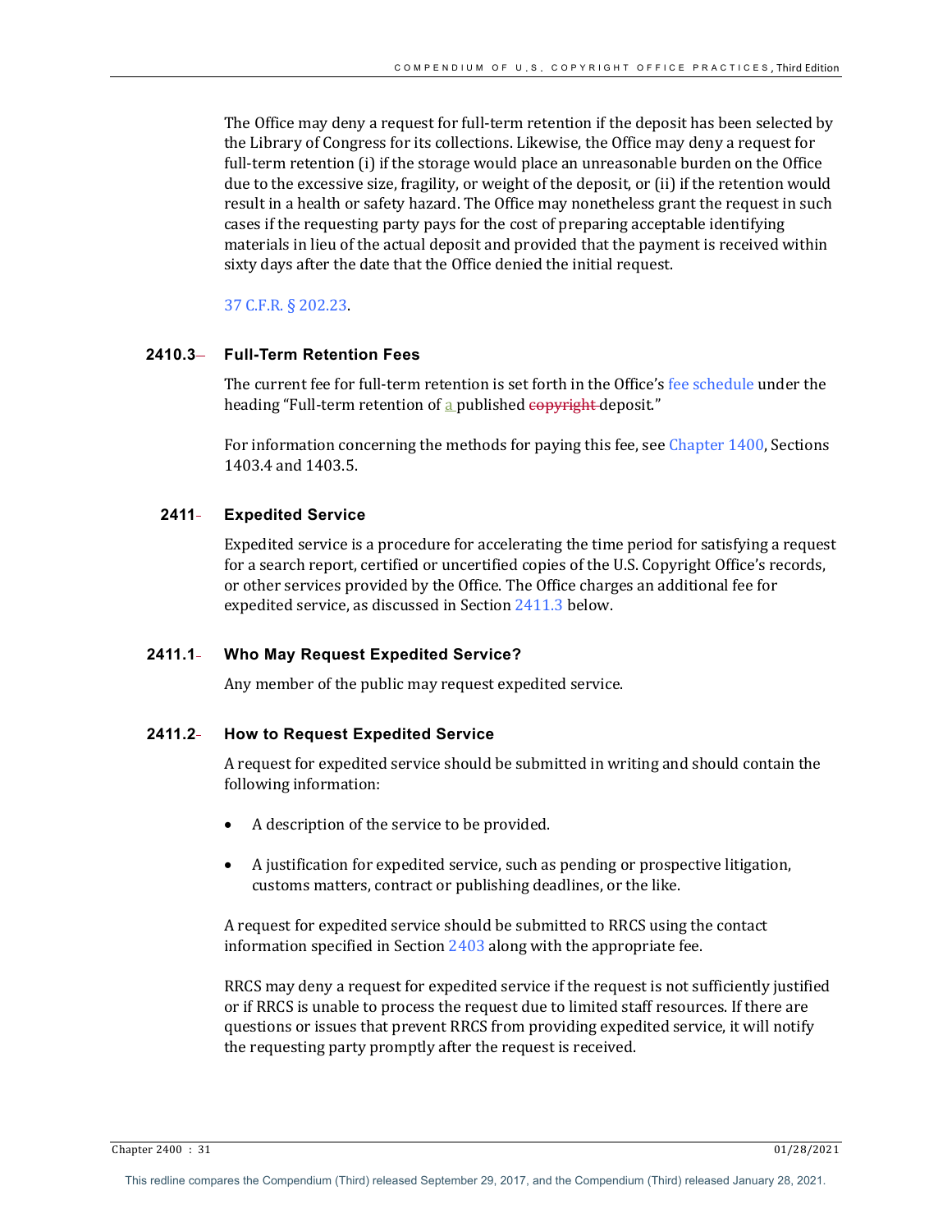The Office may deny a request for full-term retention if the deposit has been selected by the Library of Congress for its collections. Likewise, the Office may deny a request for full-term retention (i) if the storage would place an unreasonable burden on the Office due to the excessive size, fragility, or weight of the deposit, or (ii) if the retention would result in a health or safety hazard. The Office may nonetheless grant the request in such cases if the requesting party pays for the cost of preparing acceptable identifying materials in lieu of the actual deposit and provided that the payment is received within sixty days after the date that the Office denied the initial request.

37 C.F.R. § 202.23.

### 2410.3 Full-Term Retention Fees

The current fee for full-term retention is set forth in the Office's fee schedule under the heading "Full-term retention of a published ~~copyright~~ deposit."

For information concerning the methods for paying this fee, see Chapter 1400, Sections 1403.4 and 1403.5.

## 2411 Expedited Service

Expedited service is a procedure for accelerating the time period for satisfying a request for a search report, certified or uncertified copies of the U.S. Copyright Office's records, or other services provided by the Office. The Office charges an additional fee for expedited service, as discussed in Section 2411.3 below.

### 2411.1 Who May Request Expedited Service?

Any member of the public may request expedited service.

### 2411.2 How to Request Expedited Service

A request for expedited service should be submitted in writing and should contain the following information:

- A description of the service to be provided.
- A justification for expedited service, such as pending or prospective litigation, customs matters, contract or publishing deadlines, or the like.

A request for expedited service should be submitted to RRCS using the contact information specified in Section 2403 along with the appropriate fee.

RRCS may deny a request for expedited service if the request is not sufficiently justified or if RRCS is unable to process the request due to limited staff resources. If there are questions or issues that prevent RRCS from providing expedited service, it will notify the requesting party promptly after the request is received.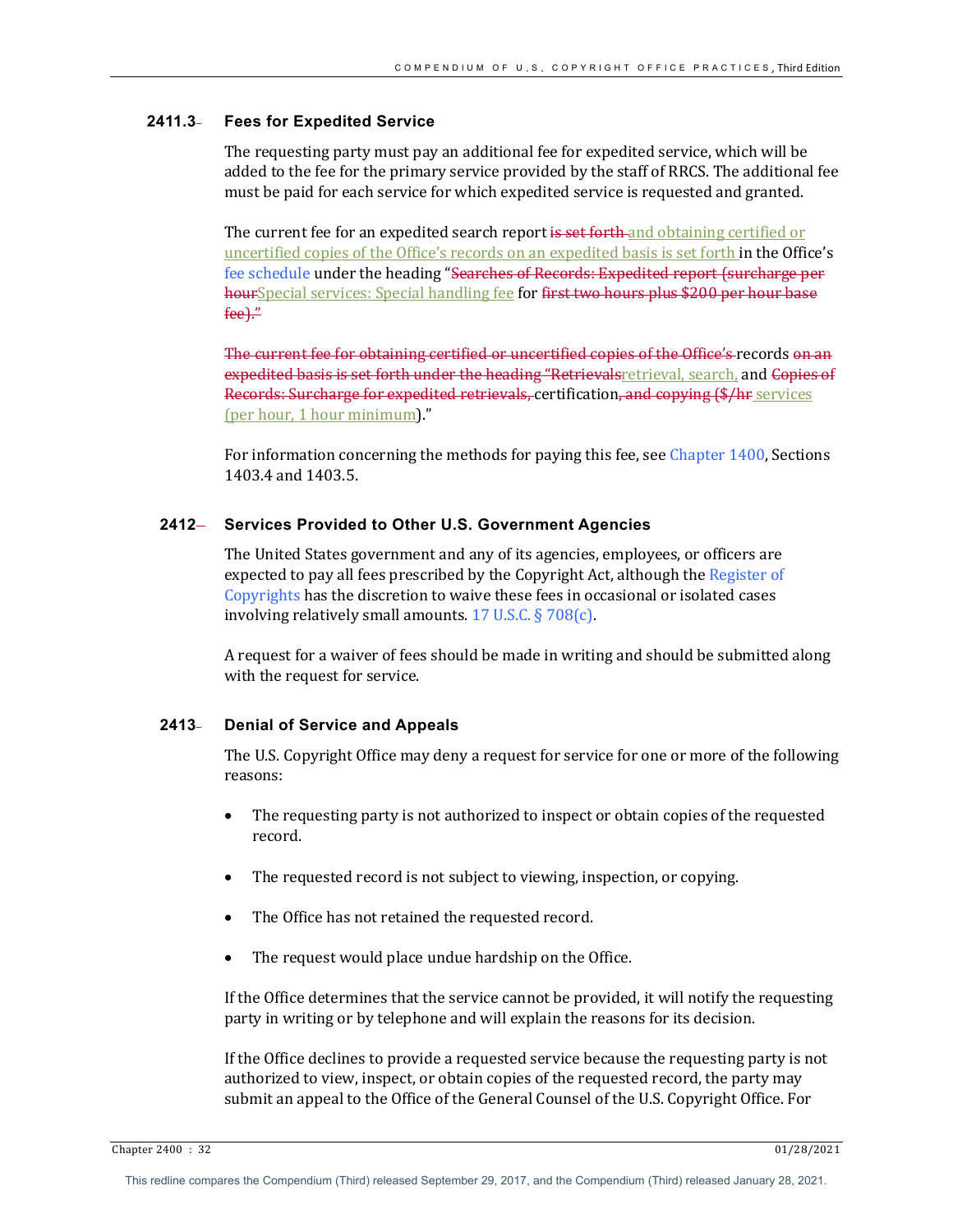### 2411.3 Fees for Expedited Service

The requesting party must pay an additional fee for expedited service, which will be added to the fee for the primary service provided by the staff of RRCS. The additional fee must be paid for each service for which expedited service is requested and granted.

The current fee for an expedited search report ~~is set forth~~ and obtaining certified or uncertified copies of the Office's records on an expedited basis is set forth in the Office's fee schedule under the heading "~~Searches of Records: Expedited report (surcharge per hour~~Special services: Special handling fee for ~~first two hours plus $200 per hour base fee)."~~

~~The current fee for obtaining certified or uncertified copies of the Office's~~ records ~~on an expedited basis is set forth under the heading "Retrievals~~retrieval, search, and ~~Copies of Records: Surcharge for expedited retrievals,~~ certification~~, and copying ($/hr~~ services (per hour, 1 hour minimum)."

For information concerning the methods for paying this fee, see Chapter 1400, Sections 1403.4 and 1403.5.

## 2412 Services Provided to Other U.S. Government Agencies

The United States government and any of its agencies, employees, or officers are expected to pay all fees prescribed by the Copyright Act, although the Register of Copyrights has the discretion to waive these fees in occasional or isolated cases involving relatively small amounts. 17 U.S.C. § 708(c).

A request for a waiver of fees should be made in writing and should be submitted along with the request for service.

## 2413 Denial of Service and Appeals

The U.S. Copyright Office may deny a request for service for one or more of the following reasons:

- The requesting party is not authorized to inspect or obtain copies of the requested record.
- The requested record is not subject to viewing, inspection, or copying.
- The Office has not retained the requested record.
- The request would place undue hardship on the Office.

If the Office determines that the service cannot be provided, it will notify the requesting party in writing or by telephone and will explain the reasons for its decision.

If the Office declines to provide a requested service because the requesting party is not authorized to view, inspect, or obtain copies of the requested record, the party may submit an appeal to the Office of the General Counsel of the U.S. Copyright Office. For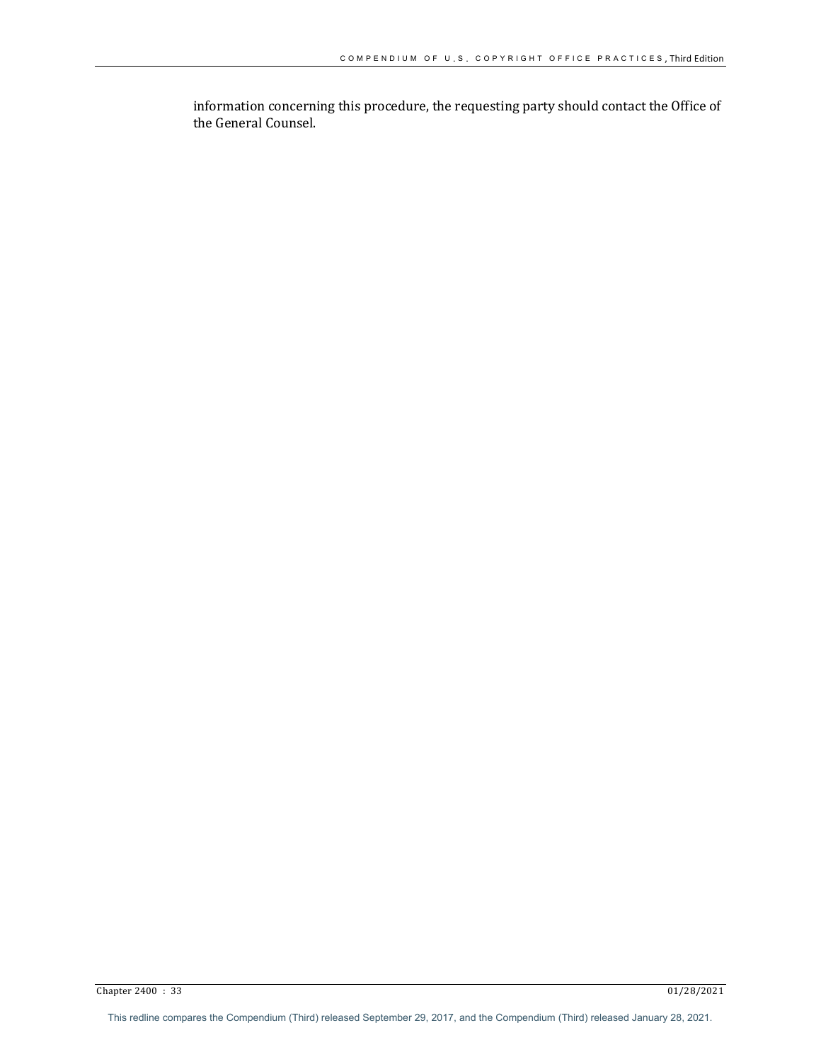information concerning this procedure, the requesting party should contact the Office of the General Counsel.